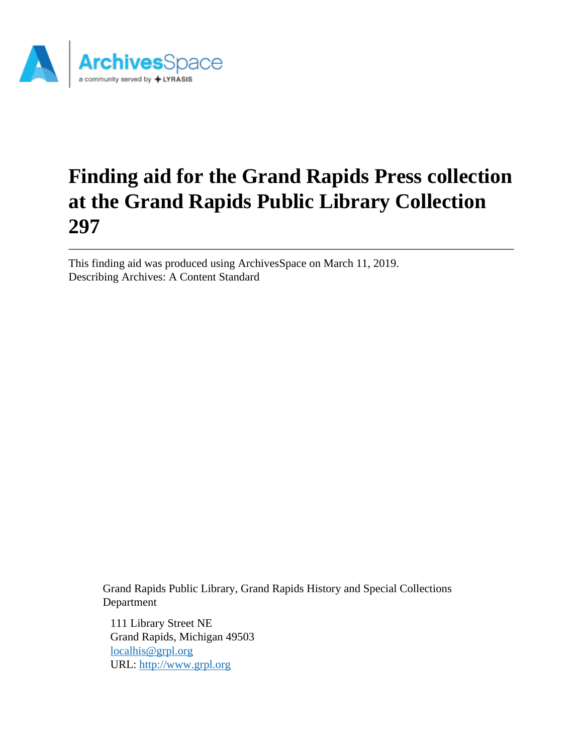# Finding aid for the Grand Rapids Press collection at the Grand Rapids Public Library Collection 297

This finding aid was produced using ArchivesSpace on March 11, 2019.
Describing Archives: A Content Standard

Grand Rapids Public Library, Grand Rapids History and Special Collections Department

111 Library Street NE
Grand Rapids, Michigan 49503
localhis@grpl.org
URL: http://www.grpl.org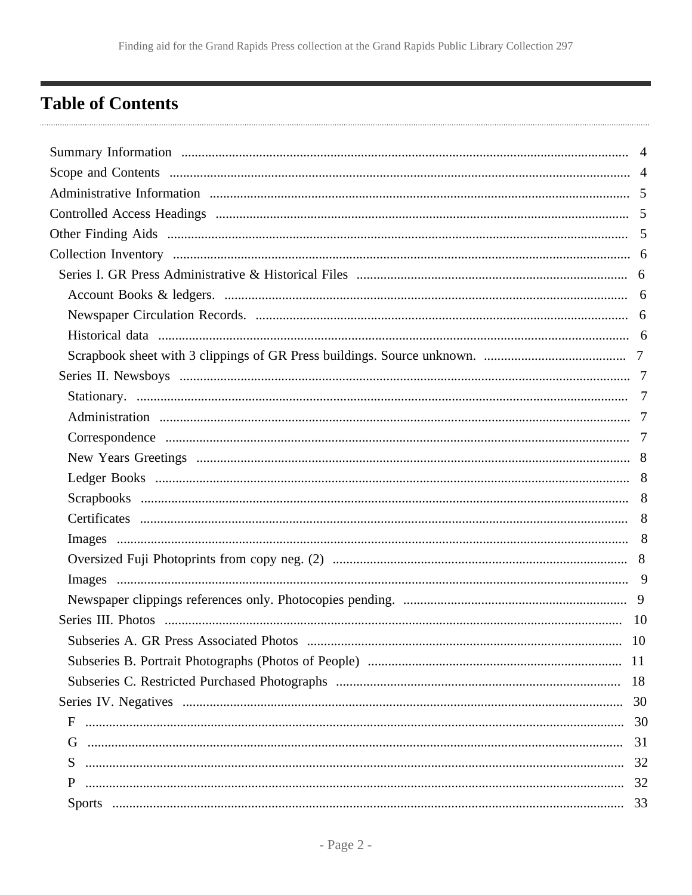# Table of Contents

- Summary Information ..... 4
- Scope and Contents ..... 4
- Administrative Information ..... 5
- Controlled Access Headings ..... 5
- Other Finding Aids ..... 5
- Collection Inventory ..... 6
  - Series I. GR Press Administrative & Historical Files ..... 6
    - Account Books & ledgers. ..... 6
    - Newspaper Circulation Records. ..... 6
    - Historical data ..... 6
    - Scrapbook sheet with 3 clippings of GR Press buildings. Source unknown. ..... 7
  - Series II. Newsboys ..... 7
    - Stationary. ..... 7
    - Administration ..... 7
    - Correspondence ..... 7
    - New Years Greetings ..... 8
    - Ledger Books ..... 8
    - Scrapbooks ..... 8
    - Certificates ..... 8
    - Images ..... 8
    - Oversized Fuji Photoprints from copy neg. (2) ..... 8
    - Images ..... 9
    - Newspaper clippings references only. Photocopies pending. ..... 9
  - Series III. Photos ..... 10
    - Subseries A. GR Press Associated Photos ..... 10
    - Subseries B. Portrait Photographs (Photos of People) ..... 11
    - Subseries C. Restricted Purchased Photographs ..... 18
  - Series IV. Negatives ..... 30
    - F ..... 30
    - G ..... 31
    - S ..... 32
    - P ..... 32
    - Sports ..... 33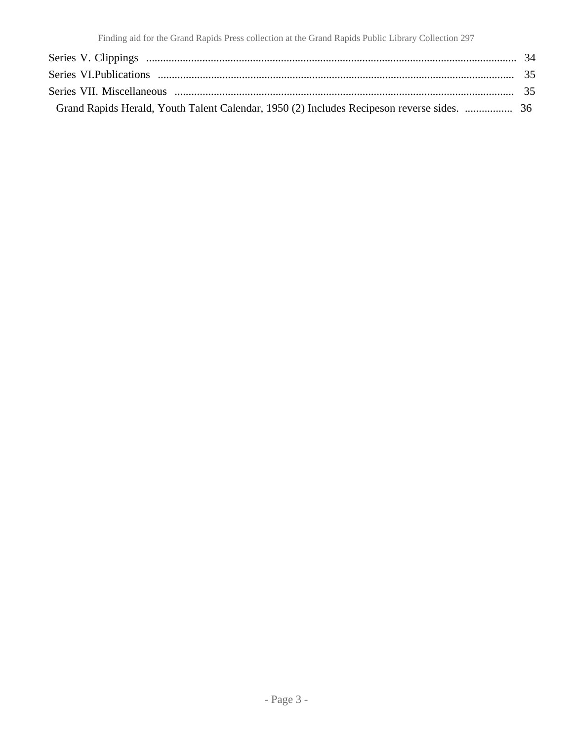Series V. Clippings ........................................................................................................................ 34

Series VI.Publications ........................................................................................................................ 35

Series VII. Miscellaneous ........................................................................................................................ 35

Grand Rapids Herald, Youth Talent Calendar, 1950 (2) Includes Recipeson reverse sides. ................. 36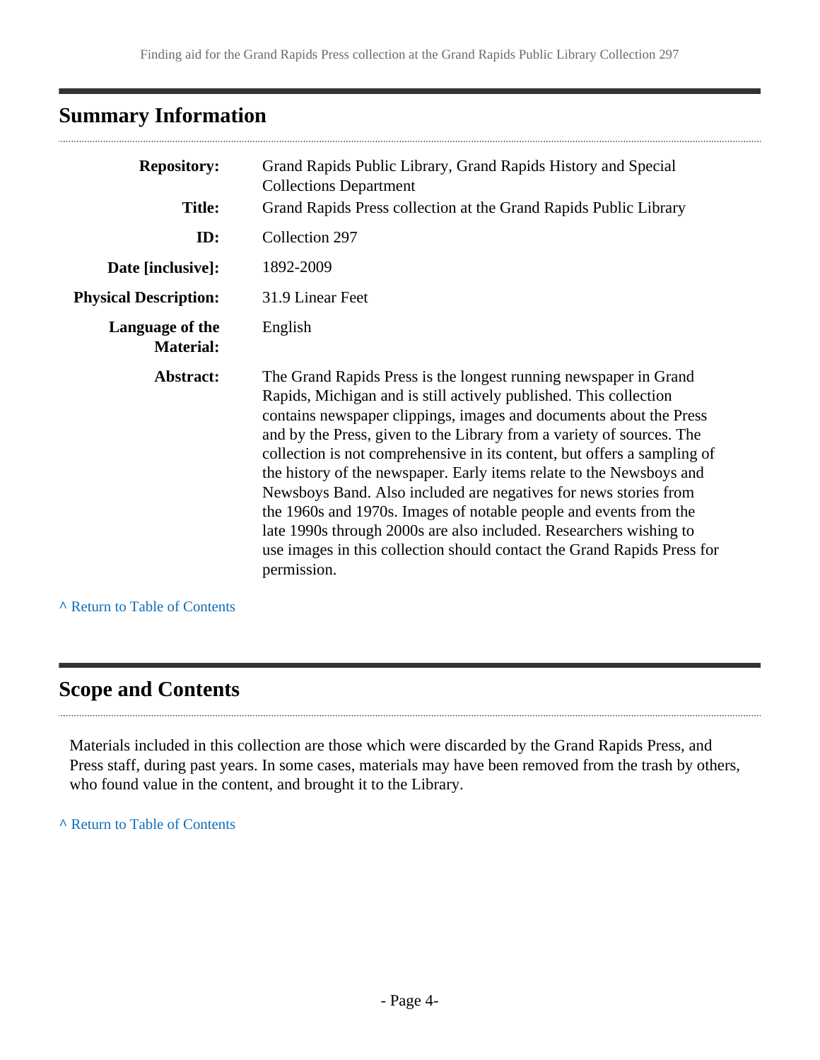## Summary Information

| | |
|---|---|
| **Repository:** | Grand Rapids Public Library, Grand Rapids History and Special Collections Department |
| **Title:** | Grand Rapids Press collection at the Grand Rapids Public Library |
| **ID:** | Collection 297 |
| **Date [inclusive]:** | 1892-2009 |
| **Physical Description:** | 31.9 Linear Feet |
| **Language of the Material:** | English |
| **Abstract:** | The Grand Rapids Press is the longest running newspaper in Grand Rapids, Michigan and is still actively published. This collection contains newspaper clippings, images and documents about the Press and by the Press, given to the Library from a variety of sources. The collection is not comprehensive in its content, but offers a sampling of the history of the newspaper. Early items relate to the Newsboys and Newsboys Band. Also included are negatives for news stories from the 1960s and 1970s. Images of notable people and events from the late 1990s through 2000s are also included. Researchers wishing to use images in this collection should contact the Grand Rapids Press for permission. |

^ Return to Table of Contents

## Scope and Contents

Materials included in this collection are those which were discarded by the Grand Rapids Press, and Press staff, during past years. In some cases, materials may have been removed from the trash by others, who found value in the content, and brought it to the Library.

^ Return to Table of Contents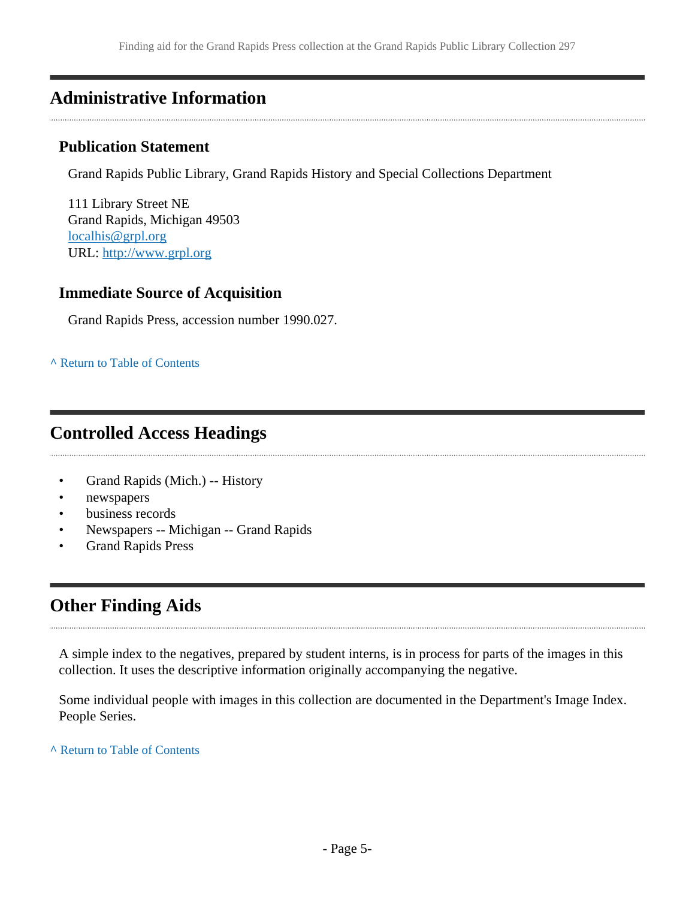## Administrative Information

### Publication Statement

Grand Rapids Public Library, Grand Rapids History and Special Collections Department

111 Library Street NE
Grand Rapids, Michigan 49503
localhis@grpl.org
URL: http://www.grpl.org

### Immediate Source of Acquisition

Grand Rapids Press, accession number 1990.027.

^ Return to Table of Contents

## Controlled Access Headings

- Grand Rapids (Mich.) -- History
- newspapers
- business records
- Newspapers -- Michigan -- Grand Rapids
- Grand Rapids Press

## Other Finding Aids

A simple index to the negatives, prepared by student interns, is in process for parts of the images in this collection. It uses the descriptive information originally accompanying the negative.

Some individual people with images in this collection are documented in the Department's Image Index. People Series.

^ Return to Table of Contents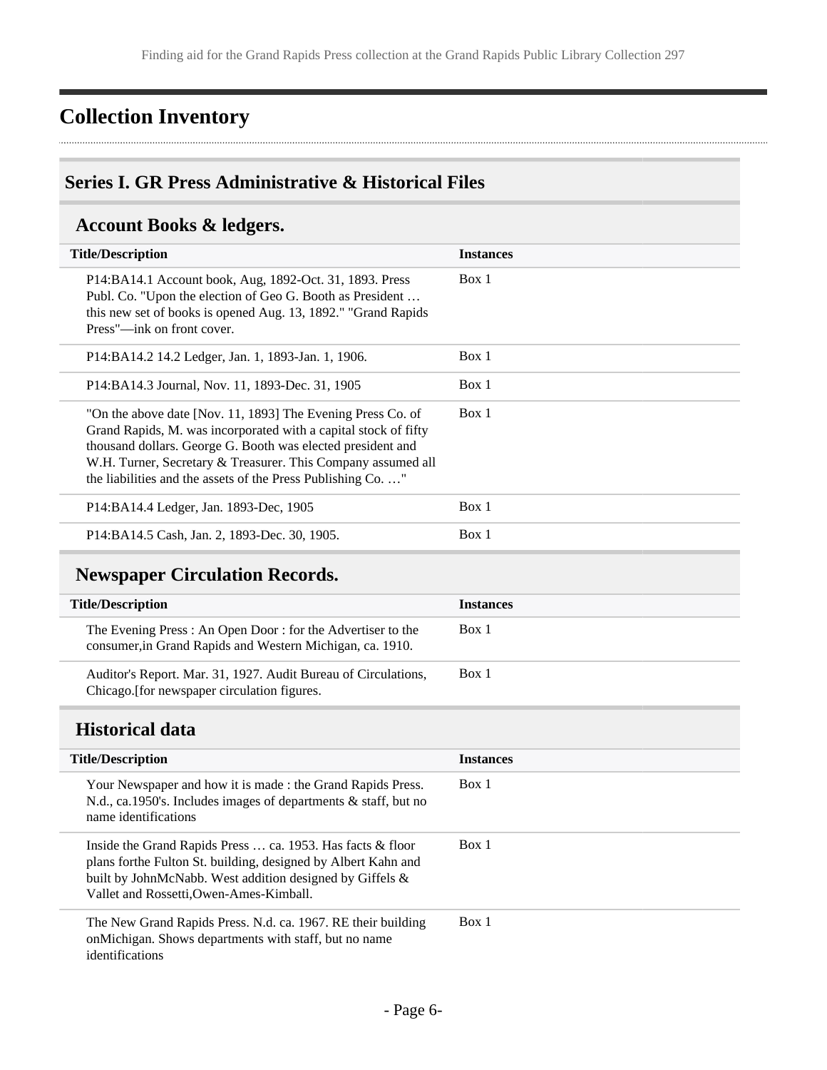# Collection Inventory

## Series I. GR Press Administrative & Historical Files

### Account Books & ledgers.

| Title/Description | Instances |
|---|---|
| P14:BA14.1 Account book, Aug, 1892-Oct. 31, 1893. Press Publ. Co. "Upon the election of Geo G. Booth as President … this new set of books is opened Aug. 13, 1892." "Grand Rapids Press"—ink on front cover. | Box 1 |
| P14:BA14.2 14.2 Ledger, Jan. 1, 1893-Jan. 1, 1906. | Box 1 |
| P14:BA14.3 Journal, Nov. 11, 1893-Dec. 31, 1905 | Box 1 |
| "On the above date [Nov. 11, 1893] The Evening Press Co. of Grand Rapids, M. was incorporated with a capital stock of fifty thousand dollars. George G. Booth was elected president and W.H. Turner, Secretary & Treasurer. This Company assumed all the liabilities and the assets of the Press Publishing Co. …" | Box 1 |
| P14:BA14.4 Ledger, Jan. 1893-Dec, 1905 | Box 1 |
| P14:BA14.5 Cash, Jan. 2, 1893-Dec. 30, 1905. | Box 1 |

### Newspaper Circulation Records.

| Title/Description | Instances |
|---|---|
| The Evening Press : An Open Door : for the Advertiser to the consumer,in Grand Rapids and Western Michigan, ca. 1910. | Box 1 |
| Auditor's Report. Mar. 31, 1927. Audit Bureau of Circulations, Chicago.[for newspaper circulation figures. | Box 1 |

### Historical data

| Title/Description | Instances |
|---|---|
| Your Newspaper and how it is made : the Grand Rapids Press. N.d., ca.1950's. Includes images of departments & staff, but no name identifications | Box 1 |
| Inside the Grand Rapids Press … ca. 1953. Has facts & floor plans forthe Fulton St. building, designed by Albert Kahn and built by JohnMcNabb. West addition designed by Giffels & Vallet and Rossetti,Owen-Ames-Kimball. | Box 1 |
| The New Grand Rapids Press. N.d. ca. 1967. RE their building onMichigan. Shows departments with staff, but no name identifications | Box 1 |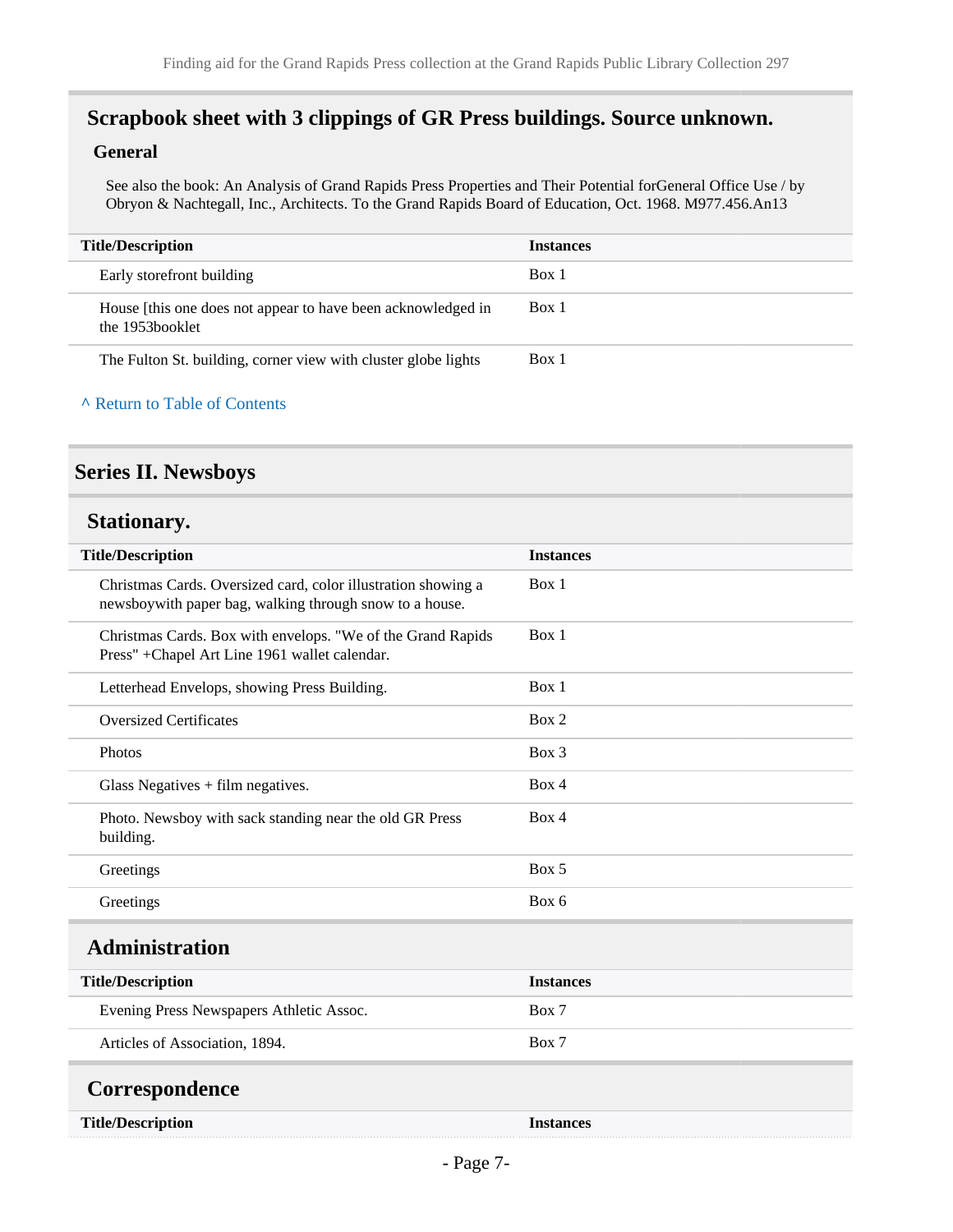## Scrapbook sheet with 3 clippings of GR Press buildings. Source unknown.

### General

See also the book: An Analysis of Grand Rapids Press Properties and Their Potential forGeneral Office Use / by Obryon & Nachtegall, Inc., Architects. To the Grand Rapids Board of Education, Oct. 1968. M977.456.An13

| Title/Description | Instances |
| --- | --- |
| Early storefront building | Box 1 |
| House [this one does not appear to have been acknowledged in the 1953booklet | Box 1 |
| The Fulton St. building, corner view with cluster globe lights | Box 1 |

^ Return to Table of Contents

# Series II. Newsboys

## Stationary.

| Title/Description | Instances |
| --- | --- |
| Christmas Cards. Oversized card, color illustration showing a newsboywith paper bag, walking through snow to a house. | Box 1 |
| Christmas Cards. Box with envelops. "We of the Grand Rapids Press" +Chapel Art Line 1961 wallet calendar. | Box 1 |
| Letterhead Envelops, showing Press Building. | Box 1 |
| Oversized Certificates | Box 2 |
| Photos | Box 3 |
| Glass Negatives + film negatives. | Box 4 |
| Photo. Newsboy with sack standing near the old GR Press building. | Box 4 |
| Greetings | Box 5 |
| Greetings | Box 6 |

## Administration

| Title/Description | Instances |
| --- | --- |
| Evening Press Newspapers Athletic Assoc. | Box 7 |
| Articles of Association, 1894. | Box 7 |

## Correspondence

| Title/Description | Instances |
| --- | --- |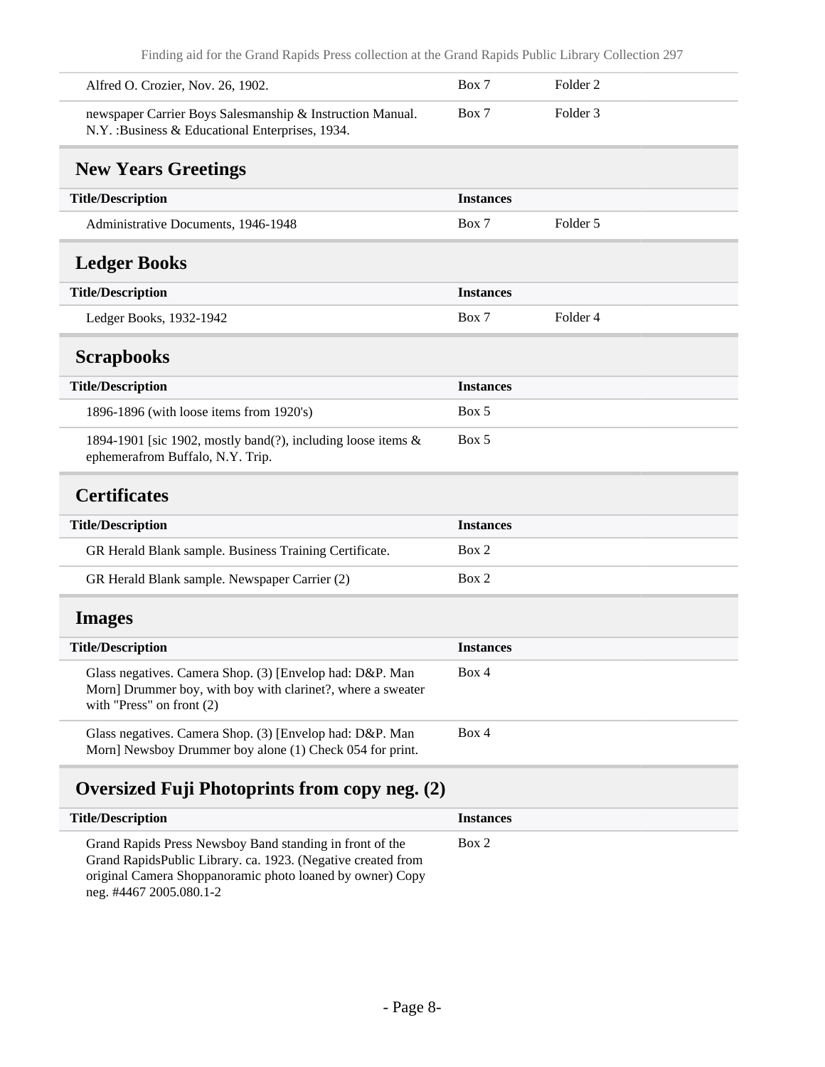| | | |
|---|---|---|
| Alfred O. Crozier, Nov. 26, 1902. | Box 7 | Folder 2 |
| newspaper Carrier Boys Salesmanship & Instruction Manual. N.Y. :Business & Educational Enterprises, 1934. | Box 7 | Folder 3 |

## New Years Greetings

| Title/Description | Instances | |
|---|---|---|
| Administrative Documents, 1946-1948 | Box 7 | Folder 5 |

## Ledger Books

| Title/Description | Instances | |
|---|---|---|
| Ledger Books, 1932-1942 | Box 7 | Folder 4 |

## Scrapbooks

| Title/Description | Instances |
|---|---|
| 1896-1896 (with loose items from 1920's) | Box 5 |
| 1894-1901 [sic 1902, mostly band(?), including loose items & ephemerafrom Buffalo, N.Y. Trip. | Box 5 |

## Certificates

| Title/Description | Instances |
|---|---|
| GR Herald Blank sample. Business Training Certificate. | Box 2 |
| GR Herald Blank sample. Newspaper Carrier (2) | Box 2 |

## Images

| Title/Description | Instances |
|---|---|
| Glass negatives. Camera Shop. (3) [Envelop had: D&P. Man Morn] Drummer boy, with boy with clarinet?, where a sweater with "Press" on front (2) | Box 4 |
| Glass negatives. Camera Shop. (3) [Envelop had: D&P. Man Morn] Newsboy Drummer boy alone (1) Check 054 for print. | Box 4 |

## Oversized Fuji Photoprints from copy neg. (2)

| Title/Description | Instances |
|---|---|
| Grand Rapids Press Newsboy Band standing in front of the Grand RapidsPublic Library. ca. 1923. (Negative created from original Camera Shoppanoramic photo loaned by owner) Copy neg. #4467 2005.080.1-2 | Box 2 |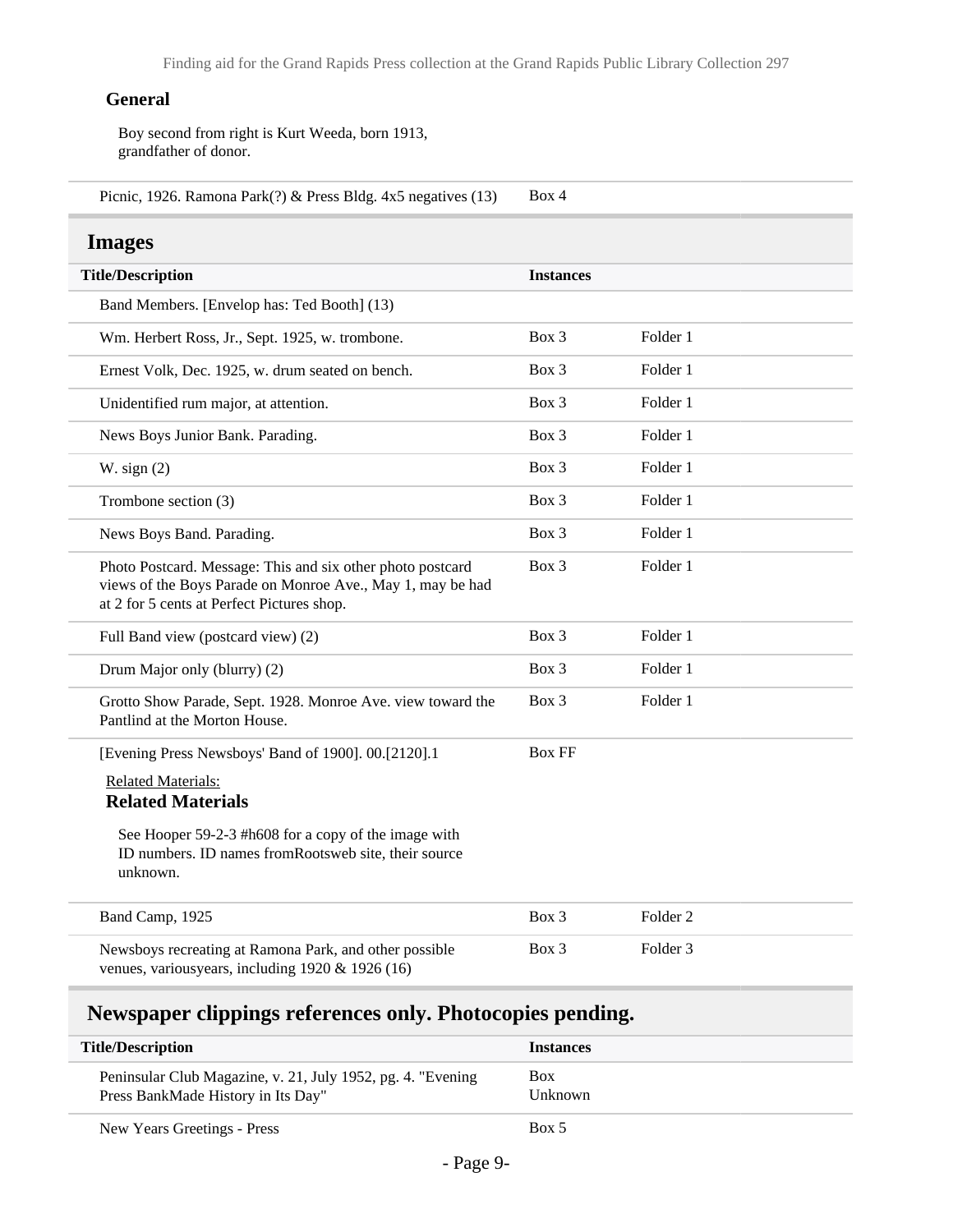#### General

Boy second from right is Kurt Weeda, born 1913, grandfather of donor.

| | | |
|---|---|---|
| Picnic, 1926. Ramona Park(?) & Press Bldg. 4x5 negatives (13) | Box 4 | |

## Images

| Title/Description | Instances | |
|---|---|---|
| Band Members. [Envelop has: Ted Booth] (13) | | |
| Wm. Herbert Ross, Jr., Sept. 1925, w. trombone. | Box 3 | Folder 1 |
| Ernest Volk, Dec. 1925, w. drum seated on bench. | Box 3 | Folder 1 |
| Unidentified rum major, at attention. | Box 3 | Folder 1 |
| News Boys Junior Bank. Parading. | Box 3 | Folder 1 |
| W. sign (2) | Box 3 | Folder 1 |
| Trombone section (3) | Box 3 | Folder 1 |
| News Boys Band. Parading. | Box 3 | Folder 1 |
| Photo Postcard. Message: This and six other photo postcard views of the Boys Parade on Monroe Ave., May 1, may be had at 2 for 5 cents at Perfect Pictures shop. | Box 3 | Folder 1 |
| Full Band view (postcard view) (2) | Box 3 | Folder 1 |
| Drum Major only (blurry) (2) | Box 3 | Folder 1 |
| Grotto Show Parade, Sept. 1928. Monroe Ave. view toward the Pantlind at the Morton House. | Box 3 | Folder 1 |
| [Evening Press Newsboys' Band of 1900]. 00.[2120].1 | Box FF | |

Related Materials:

#### Related Materials

See Hooper 59-2-3 #h608 for a copy of the image with ID numbers. ID names fromRootsweb site, their source unknown.

| | | |
|---|---|---|
| Band Camp, 1925 | Box 3 | Folder 2 |
| Newsboys recreating at Ramona Park, and other possible venues, variousyears, including 1920 & 1926 (16) | Box 3 | Folder 3 |

## Newspaper clippings references only. Photocopies pending.

| Title/Description | Instances |
|---|---|
| Peninsular Club Magazine, v. 21, July 1952, pg. 4. "Evening Press BankMade History in Its Day" | Box Unknown |
| New Years Greetings - Press | Box 5 |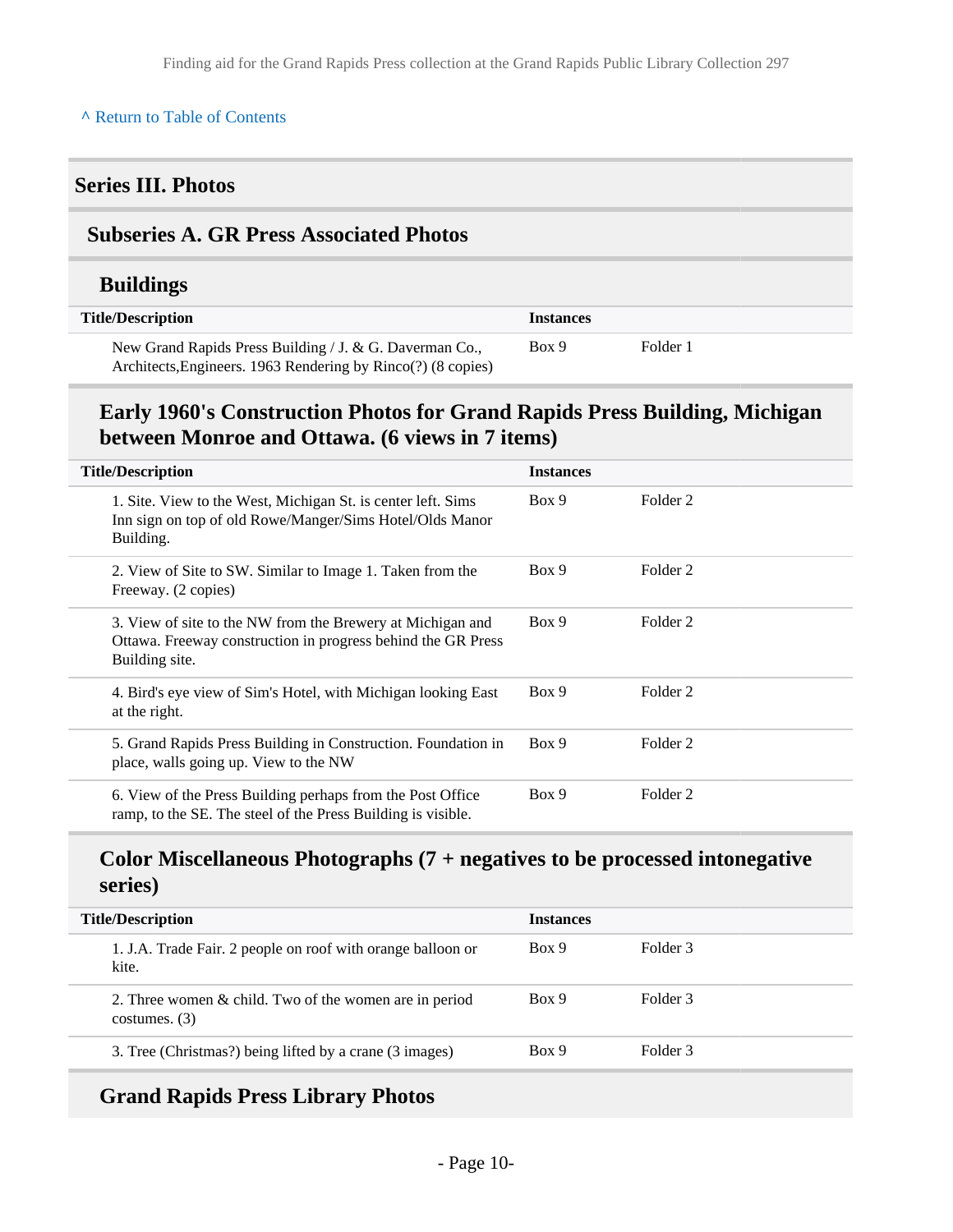^ Return to Table of Contents

## Series III. Photos

### Subseries A. GR Press Associated Photos

#### Buildings

| Title/Description | Instances | |
|---|---|---|
| New Grand Rapids Press Building / J. & G. Daverman Co., Architects,Engineers. 1963 Rendering by Rinco(?) (8 copies) | Box 9 | Folder 1 |

#### Early 1960's Construction Photos for Grand Rapids Press Building, Michigan between Monroe and Ottawa. (6 views in 7 items)

| Title/Description | Instances | |
|---|---|---|
| 1. Site. View to the West, Michigan St. is center left. Sims Inn sign on top of old Rowe/Manger/Sims Hotel/Olds Manor Building. | Box 9 | Folder 2 |
| 2. View of Site to SW. Similar to Image 1. Taken from the Freeway. (2 copies) | Box 9 | Folder 2 |
| 3. View of site to the NW from the Brewery at Michigan and Ottawa. Freeway construction in progress behind the GR Press Building site. | Box 9 | Folder 2 |
| 4. Bird's eye view of Sim's Hotel, with Michigan looking East at the right. | Box 9 | Folder 2 |
| 5. Grand Rapids Press Building in Construction. Foundation in place, walls going up. View to the NW | Box 9 | Folder 2 |
| 6. View of the Press Building perhaps from the Post Office ramp, to the SE. The steel of the Press Building is visible. | Box 9 | Folder 2 |

#### Color Miscellaneous Photographs (7 + negatives to be processed intonegative series)

| Title/Description | Instances | |
|---|---|---|
| 1. J.A. Trade Fair. 2 people on roof with orange balloon or kite. | Box 9 | Folder 3 |
| 2. Three women & child. Two of the women are in period costumes. (3) | Box 9 | Folder 3 |
| 3. Tree (Christmas?) being lifted by a crane (3 images) | Box 9 | Folder 3 |

#### Grand Rapids Press Library Photos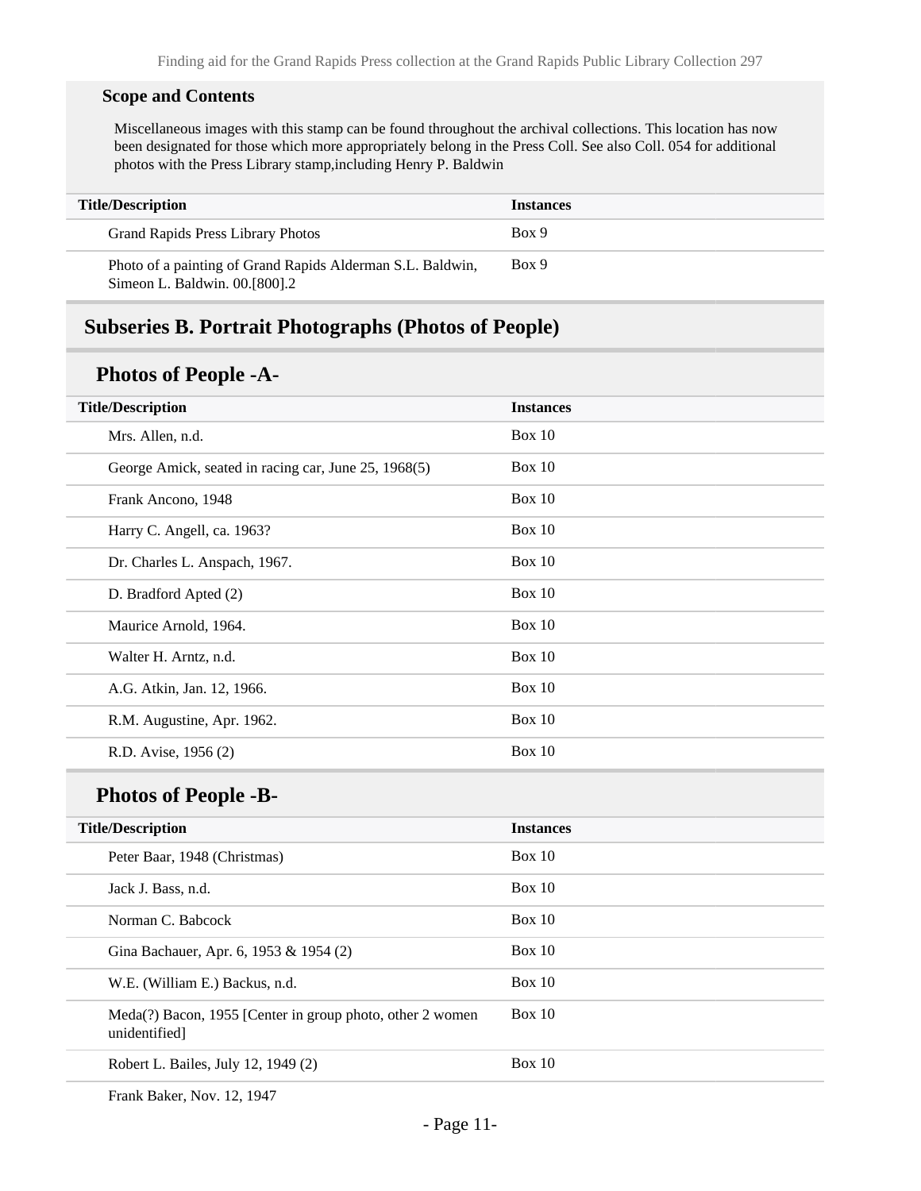### Scope and Contents

Miscellaneous images with this stamp can be found throughout the archival collections. This location has now been designated for those which more appropriately belong in the Press Coll. See also Coll. 054 for additional photos with the Press Library stamp,including Henry P. Baldwin

| Title/Description | Instances |
| --- | --- |
| Grand Rapids Press Library Photos | Box 9 |
| Photo of a painting of Grand Rapids Alderman S.L. Baldwin, Simeon L. Baldwin. 00.[800].2 | Box 9 |

## Subseries B. Portrait Photographs (Photos of People)

### Photos of People -A-

| Title/Description | Instances |
| --- | --- |
| Mrs. Allen, n.d. | Box 10 |
| George Amick, seated in racing car, June 25, 1968(5) | Box 10 |
| Frank Ancono, 1948 | Box 10 |
| Harry C. Angell, ca. 1963? | Box 10 |
| Dr. Charles L. Anspach, 1967. | Box 10 |
| D. Bradford Apted (2) | Box 10 |
| Maurice Arnold, 1964. | Box 10 |
| Walter H. Arntz, n.d. | Box 10 |
| A.G. Atkin, Jan. 12, 1966. | Box 10 |
| R.M. Augustine, Apr. 1962. | Box 10 |
| R.D. Avise, 1956 (2) | Box 10 |

### Photos of People -B-

| Title/Description | Instances |
| --- | --- |
| Peter Baar, 1948 (Christmas) | Box 10 |
| Jack J. Bass, n.d. | Box 10 |
| Norman C. Babcock | Box 10 |
| Gina Bachauer, Apr. 6, 1953 & 1954 (2) | Box 10 |
| W.E. (William E.) Backus, n.d. | Box 10 |
| Meda(?) Bacon, 1955 [Center in group photo, other 2 women unidentified] | Box 10 |
| Robert L. Bailes, July 12, 1949 (2) | Box 10 |
| Frank Baker, Nov. 12, 1947 | |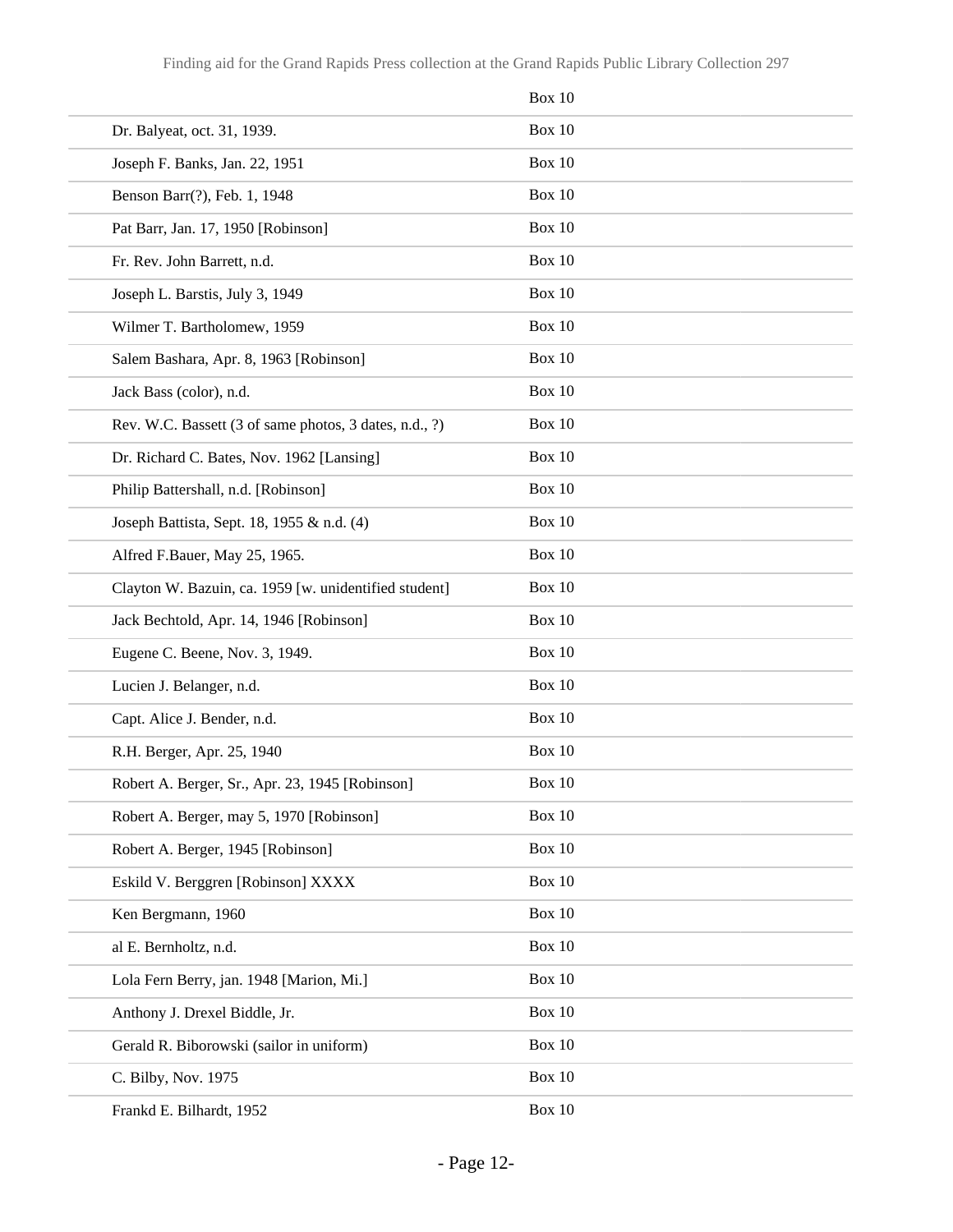| | Box 10 |
|---|---|
| Dr. Balyeat, oct. 31, 1939. | Box 10 |
| Joseph F. Banks, Jan. 22, 1951 | Box 10 |
| Benson Barr(?), Feb. 1, 1948 | Box 10 |
| Pat Barr, Jan. 17, 1950 [Robinson] | Box 10 |
| Fr. Rev. John Barrett, n.d. | Box 10 |
| Joseph L. Barstis, July 3, 1949 | Box 10 |
| Wilmer T. Bartholomew, 1959 | Box 10 |
| Salem Bashara, Apr. 8, 1963 [Robinson] | Box 10 |
| Jack Bass (color), n.d. | Box 10 |
| Rev. W.C. Bassett (3 of same photos, 3 dates, n.d., ?) | Box 10 |
| Dr. Richard C. Bates, Nov. 1962 [Lansing] | Box 10 |
| Philip Battershall, n.d. [Robinson] | Box 10 |
| Joseph Battista, Sept. 18, 1955 & n.d. (4) | Box 10 |
| Alfred F.Bauer, May 25, 1965. | Box 10 |
| Clayton W. Bazuin, ca. 1959 [w. unidentified student] | Box 10 |
| Jack Bechtold, Apr. 14, 1946 [Robinson] | Box 10 |
| Eugene C. Beene, Nov. 3, 1949. | Box 10 |
| Lucien J. Belanger, n.d. | Box 10 |
| Capt. Alice J. Bender, n.d. | Box 10 |
| R.H. Berger, Apr. 25, 1940 | Box 10 |
| Robert A. Berger, Sr., Apr. 23, 1945 [Robinson] | Box 10 |
| Robert A. Berger, may 5, 1970 [Robinson] | Box 10 |
| Robert A. Berger, 1945 [Robinson] | Box 10 |
| Eskild V. Berggren [Robinson] XXXX | Box 10 |
| Ken Bergmann, 1960 | Box 10 |
| al E. Bernholtz, n.d. | Box 10 |
| Lola Fern Berry, jan. 1948 [Marion, Mi.] | Box 10 |
| Anthony J. Drexel Biddle, Jr. | Box 10 |
| Gerald R. Biborowski (sailor in uniform) | Box 10 |
| C. Bilby, Nov. 1975 | Box 10 |
| Frankd E. Bilhardt, 1952 | Box 10 |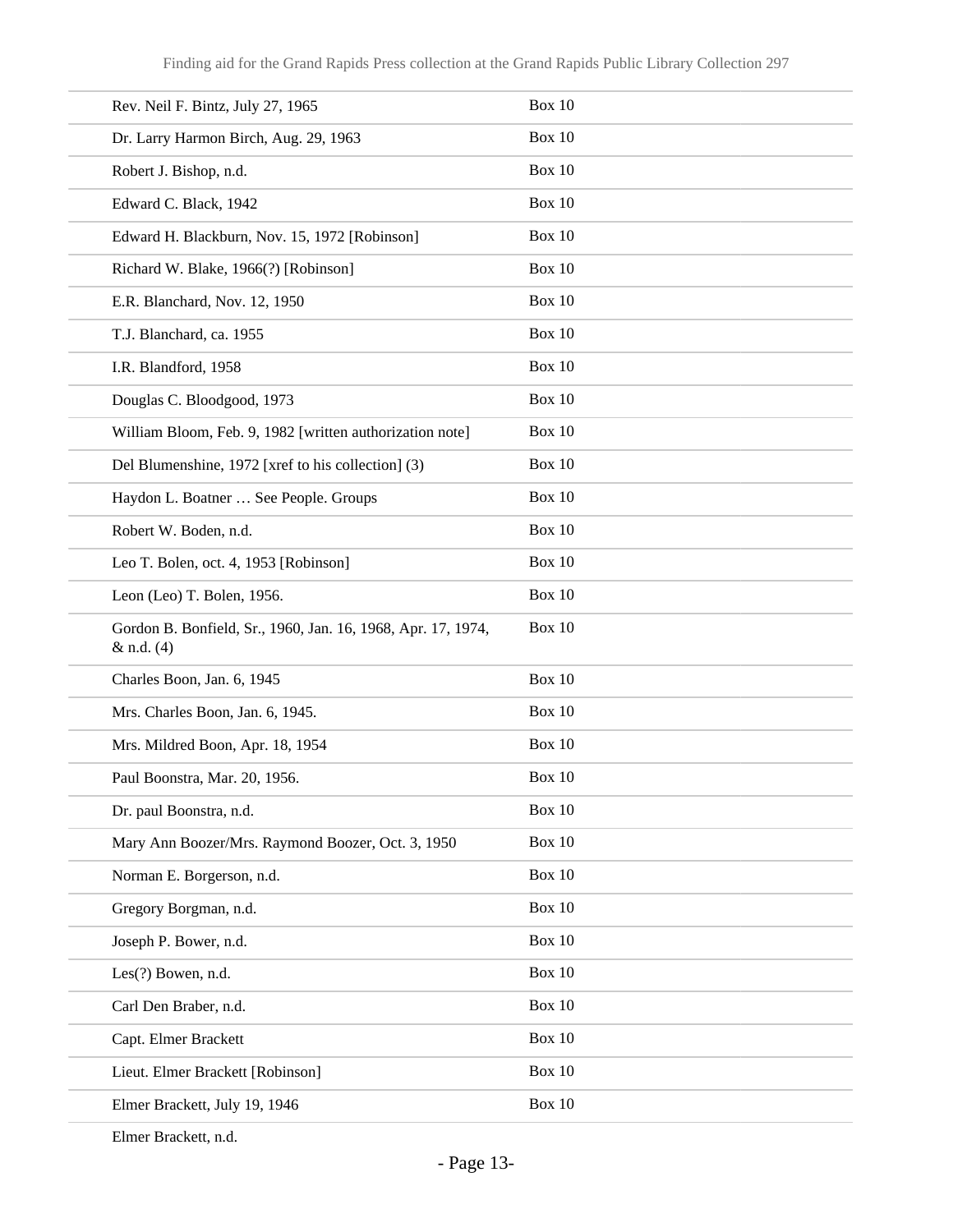| | |
|---|---|
| Rev. Neil F. Bintz, July 27, 1965 | Box 10 |
| Dr. Larry Harmon Birch, Aug. 29, 1963 | Box 10 |
| Robert J. Bishop, n.d. | Box 10 |
| Edward C. Black, 1942 | Box 10 |
| Edward H. Blackburn, Nov. 15, 1972 [Robinson] | Box 10 |
| Richard W. Blake, 1966(?) [Robinson] | Box 10 |
| E.R. Blanchard, Nov. 12, 1950 | Box 10 |
| T.J. Blanchard, ca. 1955 | Box 10 |
| I.R. Blandford, 1958 | Box 10 |
| Douglas C. Bloodgood, 1973 | Box 10 |
| William Bloom, Feb. 9, 1982 [written authorization note] | Box 10 |
| Del Blumenshine, 1972 [xref to his collection] (3) | Box 10 |
| Haydon L. Boatner … See People. Groups | Box 10 |
| Robert W. Boden, n.d. | Box 10 |
| Leo T. Bolen, oct. 4, 1953 [Robinson] | Box 10 |
| Leon (Leo) T. Bolen, 1956. | Box 10 |
| Gordon B. Bonfield, Sr., 1960, Jan. 16, 1968, Apr. 17, 1974, & n.d. (4) | Box 10 |
| Charles Boon, Jan. 6, 1945 | Box 10 |
| Mrs. Charles Boon, Jan. 6, 1945. | Box 10 |
| Mrs. Mildred Boon, Apr. 18, 1954 | Box 10 |
| Paul Boonstra, Mar. 20, 1956. | Box 10 |
| Dr. paul Boonstra, n.d. | Box 10 |
| Mary Ann Boozer/Mrs. Raymond Boozer, Oct. 3, 1950 | Box 10 |
| Norman E. Borgerson, n.d. | Box 10 |
| Gregory Borgman, n.d. | Box 10 |
| Joseph P. Bower, n.d. | Box 10 |
| Les(?) Bowen, n.d. | Box 10 |
| Carl Den Braber, n.d. | Box 10 |
| Capt. Elmer Brackett | Box 10 |
| Lieut. Elmer Brackett [Robinson] | Box 10 |
| Elmer Brackett, July 19, 1946 | Box 10 |
| Elmer Brackett, n.d. | |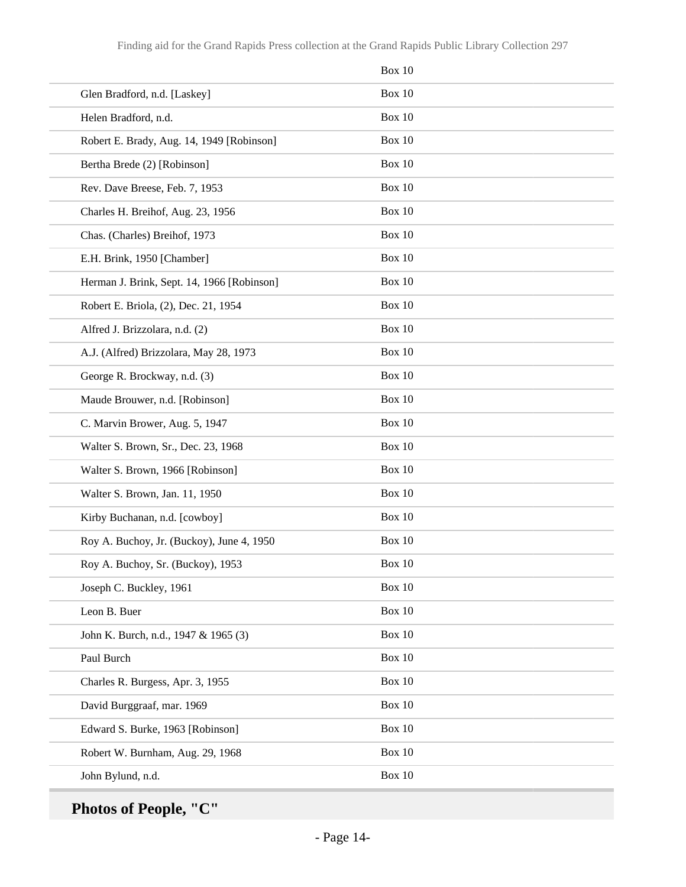| | |
|---|---|
| | Box 10 |
| Glen Bradford, n.d. [Laskey] | Box 10 |
| Helen Bradford, n.d. | Box 10 |
| Robert E. Brady, Aug. 14, 1949 [Robinson] | Box 10 |
| Bertha Brede (2) [Robinson] | Box 10 |
| Rev. Dave Breese, Feb. 7, 1953 | Box 10 |
| Charles H. Breihof, Aug. 23, 1956 | Box 10 |
| Chas. (Charles) Breihof, 1973 | Box 10 |
| E.H. Brink, 1950 [Chamber] | Box 10 |
| Herman J. Brink, Sept. 14, 1966 [Robinson] | Box 10 |
| Robert E. Briola, (2), Dec. 21, 1954 | Box 10 |
| Alfred J. Brizzolara, n.d. (2) | Box 10 |
| A.J. (Alfred) Brizzolara, May 28, 1973 | Box 10 |
| George R. Brockway, n.d. (3) | Box 10 |
| Maude Brouwer, n.d. [Robinson] | Box 10 |
| C. Marvin Brower, Aug. 5, 1947 | Box 10 |
| Walter S. Brown, Sr., Dec. 23, 1968 | Box 10 |
| Walter S. Brown, 1966 [Robinson] | Box 10 |
| Walter S. Brown, Jan. 11, 1950 | Box 10 |
| Kirby Buchanan, n.d. [cowboy] | Box 10 |
| Roy A. Buchoy, Jr. (Buckoy), June 4, 1950 | Box 10 |
| Roy A. Buchoy, Sr. (Buckoy), 1953 | Box 10 |
| Joseph C. Buckley, 1961 | Box 10 |
| Leon B. Buer | Box 10 |
| John K. Burch, n.d., 1947 & 1965 (3) | Box 10 |
| Paul Burch | Box 10 |
| Charles R. Burgess, Apr. 3, 1955 | Box 10 |
| David Burggraaf, mar. 1969 | Box 10 |
| Edward S. Burke, 1963 [Robinson] | Box 10 |
| Robert W. Burnham, Aug. 29, 1968 | Box 10 |
| John Bylund, n.d. | Box 10 |

## Photos of People, "C"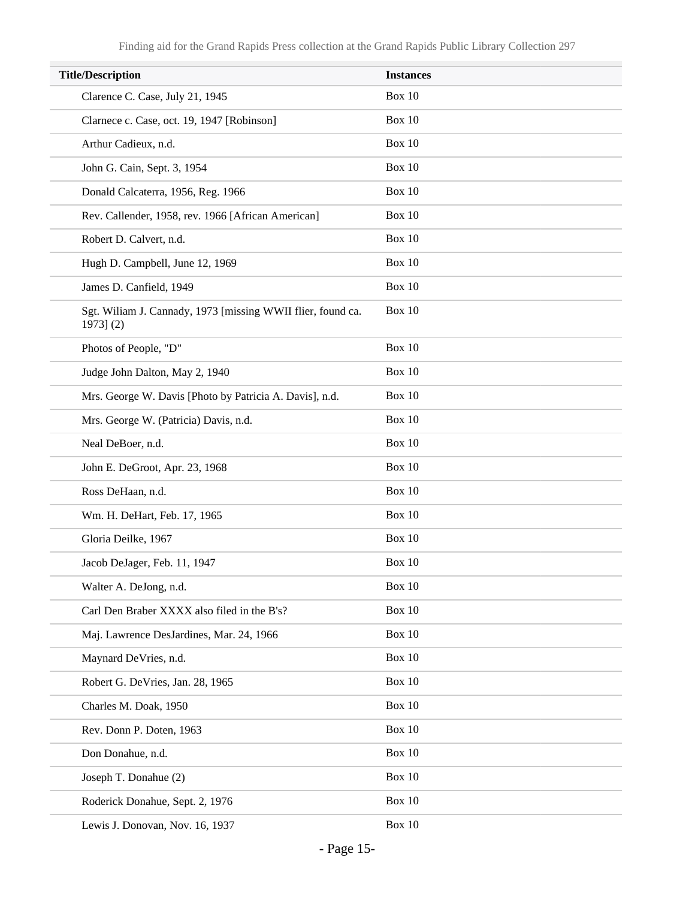| Title/Description | Instances |
| --- | --- |
| Clarence C. Case, July 21, 1945 | Box 10 |
| Clarnece c. Case, oct. 19, 1947 [Robinson] | Box 10 |
| Arthur Cadieux, n.d. | Box 10 |
| John G. Cain, Sept. 3, 1954 | Box 10 |
| Donald Calcaterra, 1956, Reg. 1966 | Box 10 |
| Rev. Callender, 1958, rev. 1966 [African American] | Box 10 |
| Robert D. Calvert, n.d. | Box 10 |
| Hugh D. Campbell, June 12, 1969 | Box 10 |
| James D. Canfield, 1949 | Box 10 |
| Sgt. Wiliam J. Cannady, 1973 [missing WWII flier, found ca. 1973] (2) | Box 10 |
| Photos of People, "D" | Box 10 |
| Judge John Dalton, May 2, 1940 | Box 10 |
| Mrs. George W. Davis [Photo by Patricia A. Davis], n.d. | Box 10 |
| Mrs. George W. (Patricia) Davis, n.d. | Box 10 |
| Neal DeBoer, n.d. | Box 10 |
| John E. DeGroot, Apr. 23, 1968 | Box 10 |
| Ross DeHaan, n.d. | Box 10 |
| Wm. H. DeHart, Feb. 17, 1965 | Box 10 |
| Gloria Deilke, 1967 | Box 10 |
| Jacob DeJager, Feb. 11, 1947 | Box 10 |
| Walter A. DeJong, n.d. | Box 10 |
| Carl Den Braber XXXX also filed in the B's? | Box 10 |
| Maj. Lawrence DesJardines, Mar. 24, 1966 | Box 10 |
| Maynard DeVries, n.d. | Box 10 |
| Robert G. DeVries, Jan. 28, 1965 | Box 10 |
| Charles M. Doak, 1950 | Box 10 |
| Rev. Donn P. Doten, 1963 | Box 10 |
| Don Donahue, n.d. | Box 10 |
| Joseph T. Donahue (2) | Box 10 |
| Roderick Donahue, Sept. 2, 1976 | Box 10 |
| Lewis J. Donovan, Nov. 16, 1937 | Box 10 |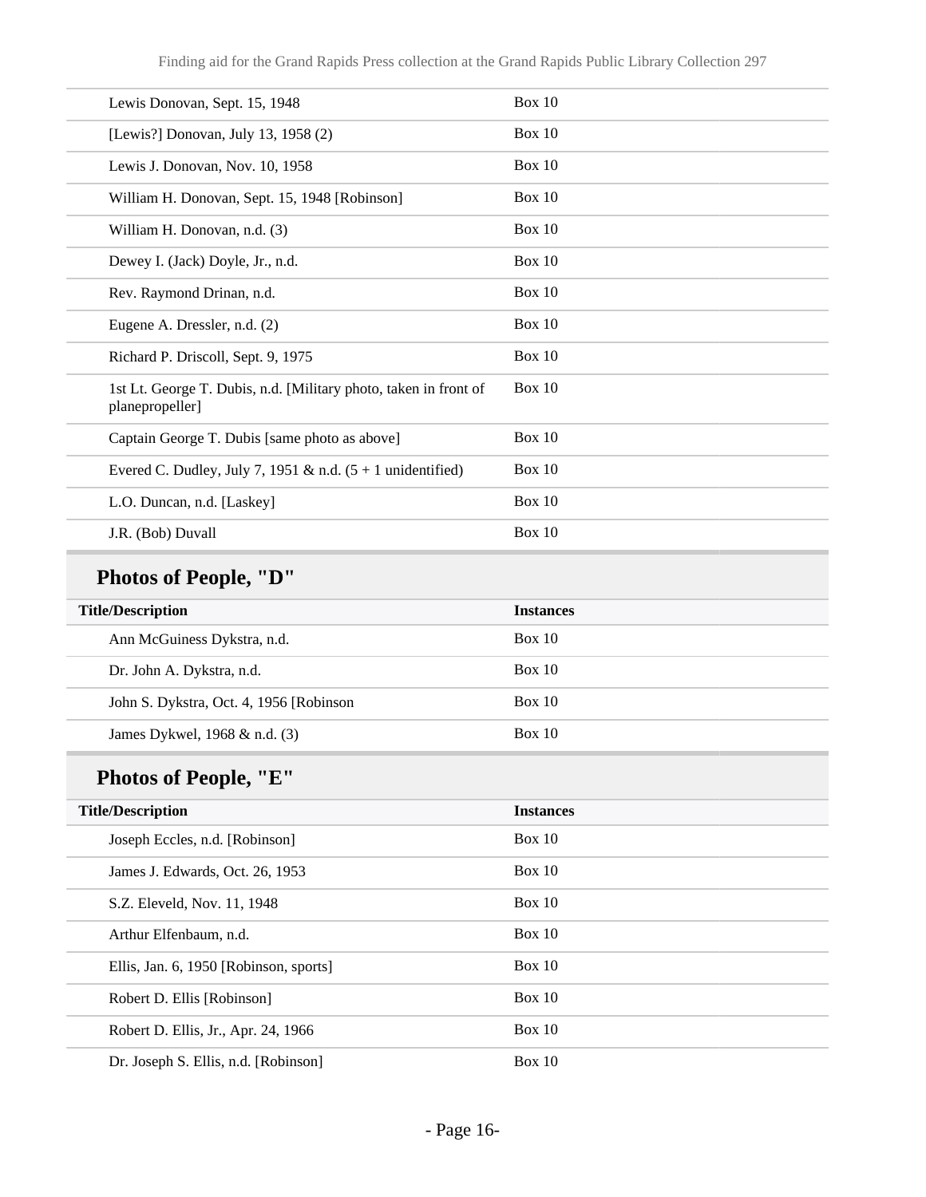| Title/Description | Instances |
| --- | --- |
| Lewis Donovan, Sept. 15, 1948 | Box 10 |
| [Lewis?] Donovan, July 13, 1958 (2) | Box 10 |
| Lewis J. Donovan, Nov. 10, 1958 | Box 10 |
| William H. Donovan, Sept. 15, 1948 [Robinson] | Box 10 |
| William H. Donovan, n.d. (3) | Box 10 |
| Dewey I. (Jack) Doyle, Jr., n.d. | Box 10 |
| Rev. Raymond Drinan, n.d. | Box 10 |
| Eugene A. Dressler, n.d. (2) | Box 10 |
| Richard P. Driscoll, Sept. 9, 1975 | Box 10 |
| 1st Lt. George T. Dubis, n.d. [Military photo, taken in front of planepropeller] | Box 10 |
| Captain George T. Dubis [same photo as above] | Box 10 |
| Evered C. Dudley, July 7, 1951 & n.d. (5 + 1 unidentified) | Box 10 |
| L.O. Duncan, n.d. [Laskey] | Box 10 |
| J.R. (Bob) Duvall | Box 10 |

## Photos of People, "D"

| Title/Description | Instances |
| --- | --- |
| Ann McGuiness Dykstra, n.d. | Box 10 |
| Dr. John A. Dykstra, n.d. | Box 10 |
| John S. Dykstra, Oct. 4, 1956 [Robinson | Box 10 |
| James Dykwel, 1968 & n.d. (3) | Box 10 |

## Photos of People, "E"

| Title/Description | Instances |
| --- | --- |
| Joseph Eccles, n.d. [Robinson] | Box 10 |
| James J. Edwards, Oct. 26, 1953 | Box 10 |
| S.Z. Eleveld, Nov. 11, 1948 | Box 10 |
| Arthur Elfenbaum, n.d. | Box 10 |
| Ellis, Jan. 6, 1950 [Robinson, sports] | Box 10 |
| Robert D. Ellis [Robinson] | Box 10 |
| Robert D. Ellis, Jr., Apr. 24, 1966 | Box 10 |
| Dr. Joseph S. Ellis, n.d. [Robinson] | Box 10 |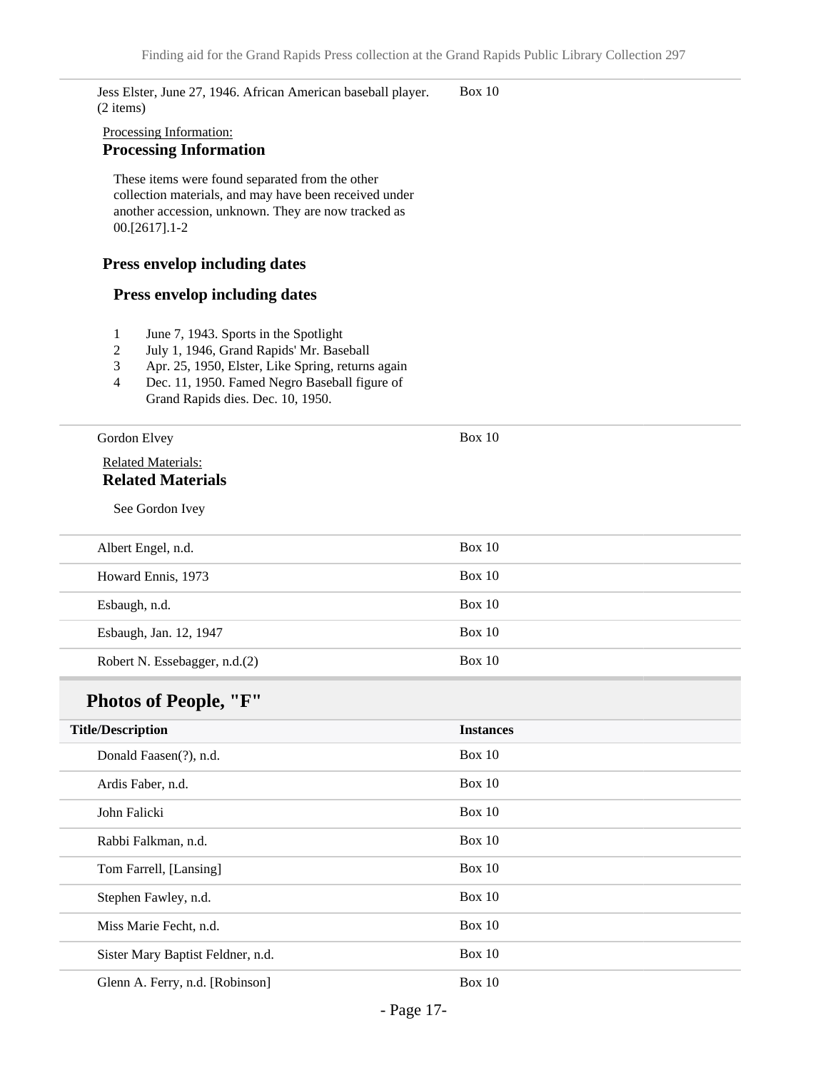| | |
|---|---|
| Jess Elster, June 27, 1946. African American baseball player. (2 items) | Box 10 |

Processing Information:

**Processing Information**

These items were found separated from the other collection materials, and may have been received under another accession, unknown. They are now tracked as 00.[2617].1-2

**Press envelop including dates**

**Press envelop including dates**

1. June 7, 1943. Sports in the Spotlight
2. July 1, 1946, Grand Rapids' Mr. Baseball
3. Apr. 25, 1950, Elster, Like Spring, returns again
4. Dec. 11, 1950. Famed Negro Baseball figure of Grand Rapids dies. Dec. 10, 1950.

| | |
|---|---|
| Gordon Elvey | Box 10 |

Related Materials:

**Related Materials**

See Gordon Ivey

| | |
|---|---|
| Albert Engel, n.d. | Box 10 |
| Howard Ennis, 1973 | Box 10 |
| Esbaugh, n.d. | Box 10 |
| Esbaugh, Jan. 12, 1947 | Box 10 |
| Robert N. Essebagger, n.d.(2) | Box 10 |

## Photos of People, "F"

| Title/Description | Instances |
|---|---|
| Donald Faasen(?), n.d. | Box 10 |
| Ardis Faber, n.d. | Box 10 |
| John Falicki | Box 10 |
| Rabbi Falkman, n.d. | Box 10 |
| Tom Farrell, [Lansing] | Box 10 |
| Stephen Fawley, n.d. | Box 10 |
| Miss Marie Fecht, n.d. | Box 10 |
| Sister Mary Baptist Feldner, n.d. | Box 10 |
| Glenn A. Ferry, n.d. [Robinson] | Box 10 |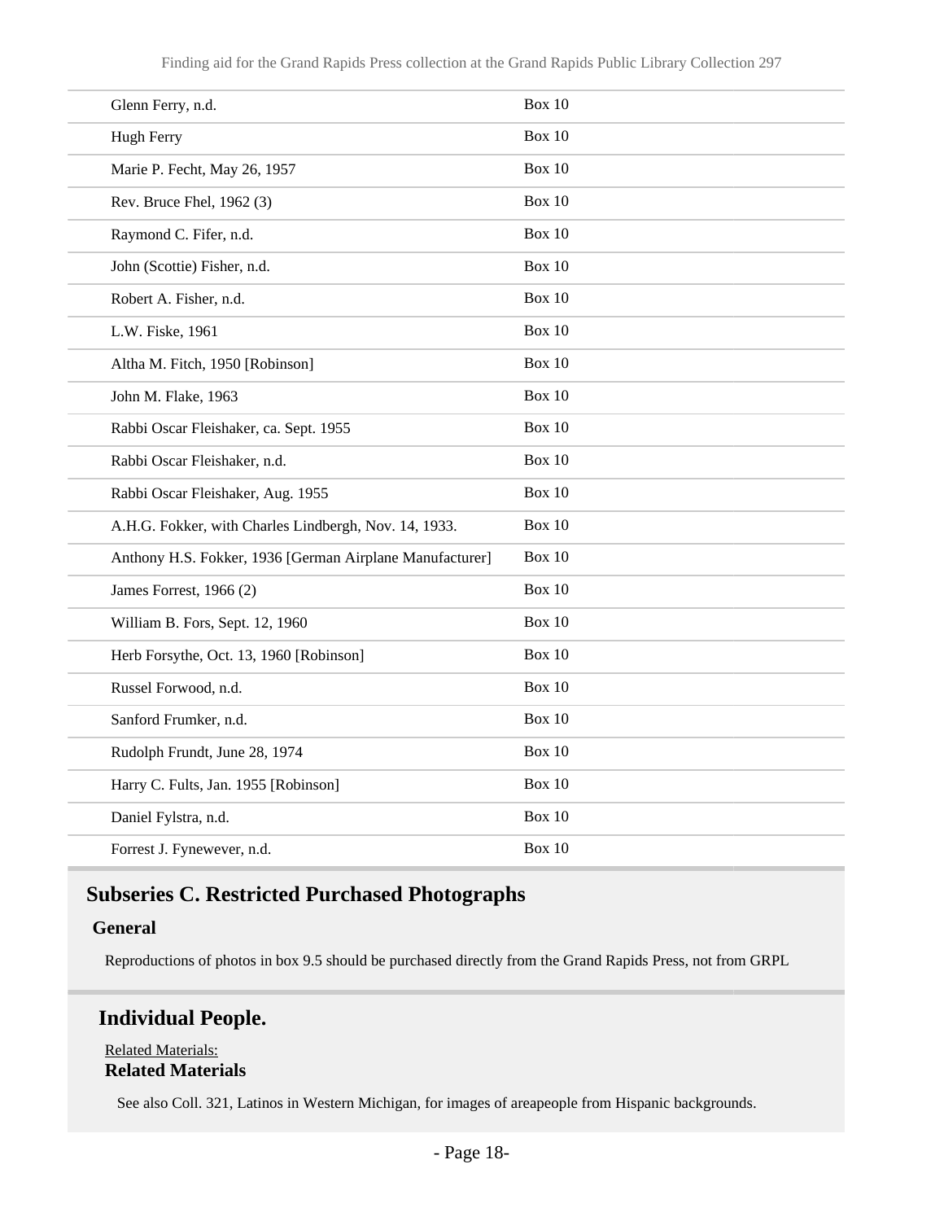| | |
|---|---|
| Glenn Ferry, n.d. | Box 10 |
| Hugh Ferry | Box 10 |
| Marie P. Fecht, May 26, 1957 | Box 10 |
| Rev. Bruce Fhel, 1962 (3) | Box 10 |
| Raymond C. Fifer, n.d. | Box 10 |
| John (Scottie) Fisher, n.d. | Box 10 |
| Robert A. Fisher, n.d. | Box 10 |
| L.W. Fiske, 1961 | Box 10 |
| Altha M. Fitch, 1950 [Robinson] | Box 10 |
| John M. Flake, 1963 | Box 10 |
| Rabbi Oscar Fleishaker, ca. Sept. 1955 | Box 10 |
| Rabbi Oscar Fleishaker, n.d. | Box 10 |
| Rabbi Oscar Fleishaker, Aug. 1955 | Box 10 |
| A.H.G. Fokker, with Charles Lindbergh, Nov. 14, 1933. | Box 10 |
| Anthony H.S. Fokker, 1936 [German Airplane Manufacturer] | Box 10 |
| James Forrest, 1966 (2) | Box 10 |
| William B. Fors, Sept. 12, 1960 | Box 10 |
| Herb Forsythe, Oct. 13, 1960 [Robinson] | Box 10 |
| Russel Forwood, n.d. | Box 10 |
| Sanford Frumker, n.d. | Box 10 |
| Rudolph Frundt, June 28, 1974 | Box 10 |
| Harry C. Fults, Jan. 1955 [Robinson] | Box 10 |
| Daniel Fylstra, n.d. | Box 10 |
| Forrest J. Fynewever, n.d. | Box 10 |

## Subseries C. Restricted Purchased Photographs

**General**

Reproductions of photos in box 9.5 should be purchased directly from the Grand Rapids Press, not from GRPL

## Individual People.

Related Materials:

**Related Materials**

See also Coll. 321, Latinos in Western Michigan, for images of areapeople from Hispanic backgrounds.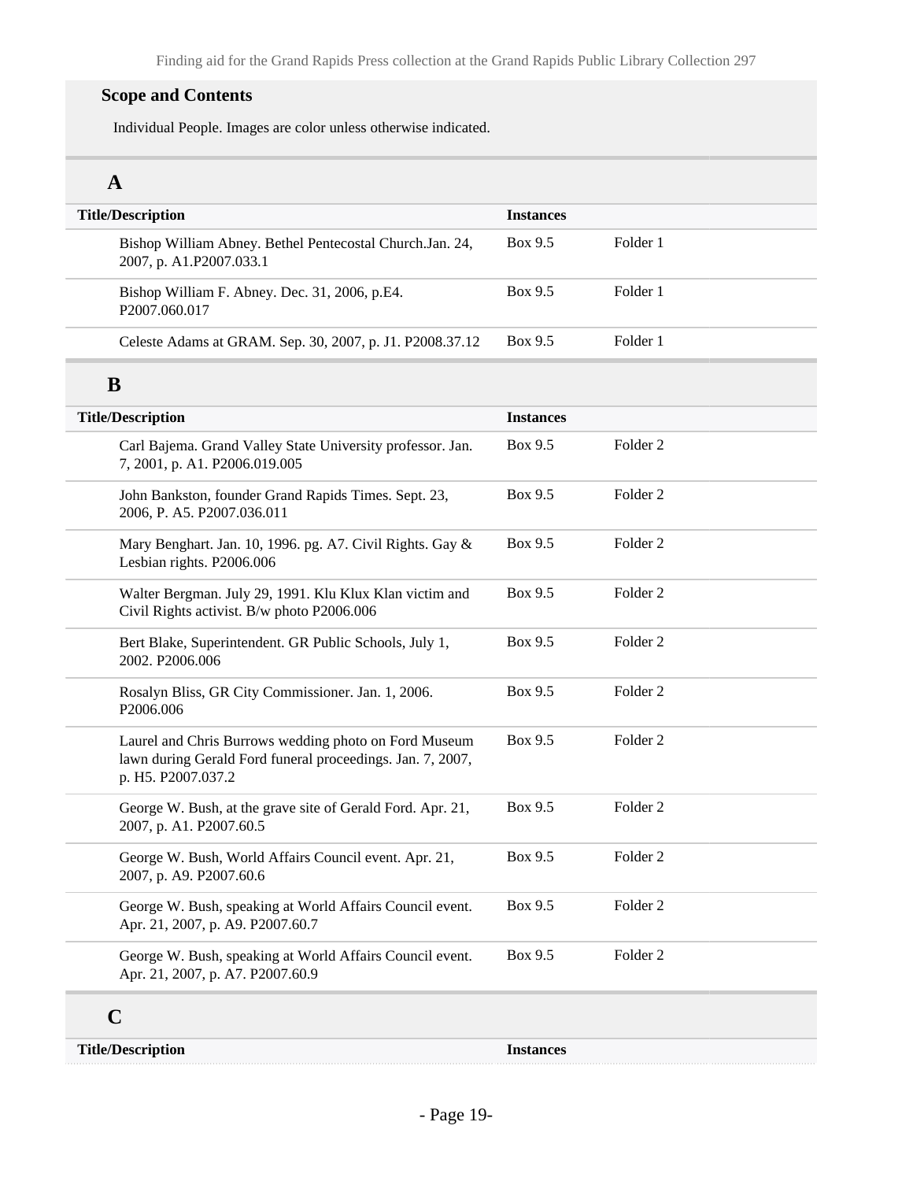### Scope and Contents

Individual People. Images are color unless otherwise indicated.

### A

| Title/Description | Instances | |
|---|---|---|
| Bishop William Abney. Bethel Pentecostal Church.Jan. 24, 2007, p. A1.P2007.033.1 | Box 9.5 | Folder 1 |
| Bishop William F. Abney. Dec. 31, 2006, p.E4. P2007.060.017 | Box 9.5 | Folder 1 |
| Celeste Adams at GRAM. Sep. 30, 2007, p. J1. P2008.37.12 | Box 9.5 | Folder 1 |

### B

| Title/Description | Instances | |
|---|---|---|
| Carl Bajema. Grand Valley State University professor. Jan. 7, 2001, p. A1. P2006.019.005 | Box 9.5 | Folder 2 |
| John Bankston, founder Grand Rapids Times. Sept. 23, 2006, P. A5. P2007.036.011 | Box 9.5 | Folder 2 |
| Mary Benghart. Jan. 10, 1996. pg. A7. Civil Rights. Gay & Lesbian rights. P2006.006 | Box 9.5 | Folder 2 |
| Walter Bergman. July 29, 1991. Klu Klux Klan victim and Civil Rights activist. B/w photo P2006.006 | Box 9.5 | Folder 2 |
| Bert Blake, Superintendent. GR Public Schools, July 1, 2002. P2006.006 | Box 9.5 | Folder 2 |
| Rosalyn Bliss, GR City Commissioner. Jan. 1, 2006. P2006.006 | Box 9.5 | Folder 2 |
| Laurel and Chris Burrows wedding photo on Ford Museum lawn during Gerald Ford funeral proceedings. Jan. 7, 2007, p. H5. P2007.037.2 | Box 9.5 | Folder 2 |
| George W. Bush, at the grave site of Gerald Ford. Apr. 21, 2007, p. A1. P2007.60.5 | Box 9.5 | Folder 2 |
| George W. Bush, World Affairs Council event. Apr. 21, 2007, p. A9. P2007.60.6 | Box 9.5 | Folder 2 |
| George W. Bush, speaking at World Affairs Council event. Apr. 21, 2007, p. A9. P2007.60.7 | Box 9.5 | Folder 2 |
| George W. Bush, speaking at World Affairs Council event. Apr. 21, 2007, p. A7. P2007.60.9 | Box 9.5 | Folder 2 |

### C

| Title/Description | Instances |
|---|---|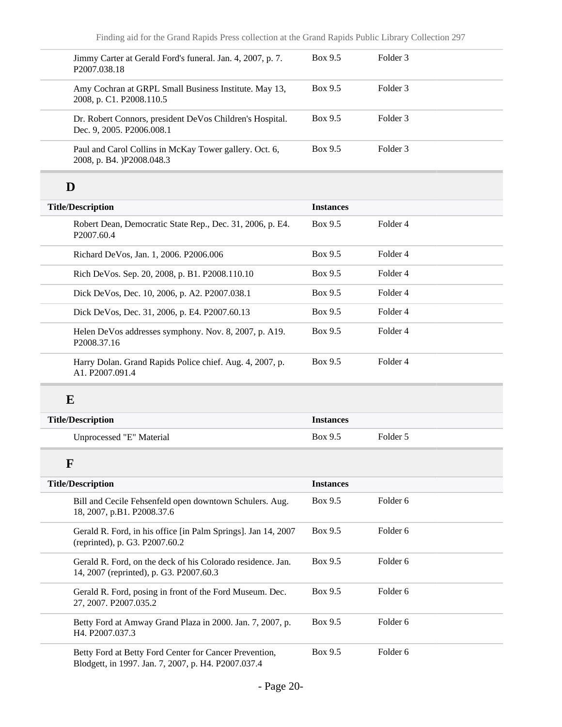| Title/Description | Instances | |
|---|---|---|
| Jimmy Carter at Gerald Ford's funeral. Jan. 4, 2007, p. 7. P2007.038.18 | Box 9.5 | Folder 3 |
| Amy Cochran at GRPL Small Business Institute. May 13, 2008, p. C1. P2008.110.5 | Box 9.5 | Folder 3 |
| Dr. Robert Connors, president DeVos Children's Hospital. Dec. 9, 2005. P2006.008.1 | Box 9.5 | Folder 3 |
| Paul and Carol Collins in McKay Tower gallery. Oct. 6, 2008, p. B4. )P2008.048.3 | Box 9.5 | Folder 3 |

## D

| Title/Description | Instances | |
|---|---|---|
| Robert Dean, Democratic State Rep., Dec. 31, 2006, p. E4. P2007.60.4 | Box 9.5 | Folder 4 |
| Richard DeVos, Jan. 1, 2006. P2006.006 | Box 9.5 | Folder 4 |
| Rich DeVos. Sep. 20, 2008, p. B1. P2008.110.10 | Box 9.5 | Folder 4 |
| Dick DeVos, Dec. 10, 2006, p. A2. P2007.038.1 | Box 9.5 | Folder 4 |
| Dick DeVos, Dec. 31, 2006, p. E4. P2007.60.13 | Box 9.5 | Folder 4 |
| Helen DeVos addresses symphony. Nov. 8, 2007, p. A19. P2008.37.16 | Box 9.5 | Folder 4 |
| Harry Dolan. Grand Rapids Police chief. Aug. 4, 2007, p. A1. P2007.091.4 | Box 9.5 | Folder 4 |

## E

| Title/Description | Instances | |
|---|---|---|
| Unprocessed "E" Material | Box 9.5 | Folder 5 |

## F

| Title/Description | Instances | |
|---|---|---|
| Bill and Cecile Fehsenfeld open downtown Schulers. Aug. 18, 2007, p.B1. P2008.37.6 | Box 9.5 | Folder 6 |
| Gerald R. Ford, in his office [in Palm Springs]. Jan 14, 2007 (reprinted), p. G3. P2007.60.2 | Box 9.5 | Folder 6 |
| Gerald R. Ford, on the deck of his Colorado residence. Jan. 14, 2007 (reprinted), p. G3. P2007.60.3 | Box 9.5 | Folder 6 |
| Gerald R. Ford, posing in front of the Ford Museum. Dec. 27, 2007. P2007.035.2 | Box 9.5 | Folder 6 |
| Betty Ford at Amway Grand Plaza in 2000. Jan. 7, 2007, p. H4. P2007.037.3 | Box 9.5 | Folder 6 |
| Betty Ford at Betty Ford Center for Cancer Prevention, Blodgett, in 1997. Jan. 7, 2007, p. H4. P2007.037.4 | Box 9.5 | Folder 6 |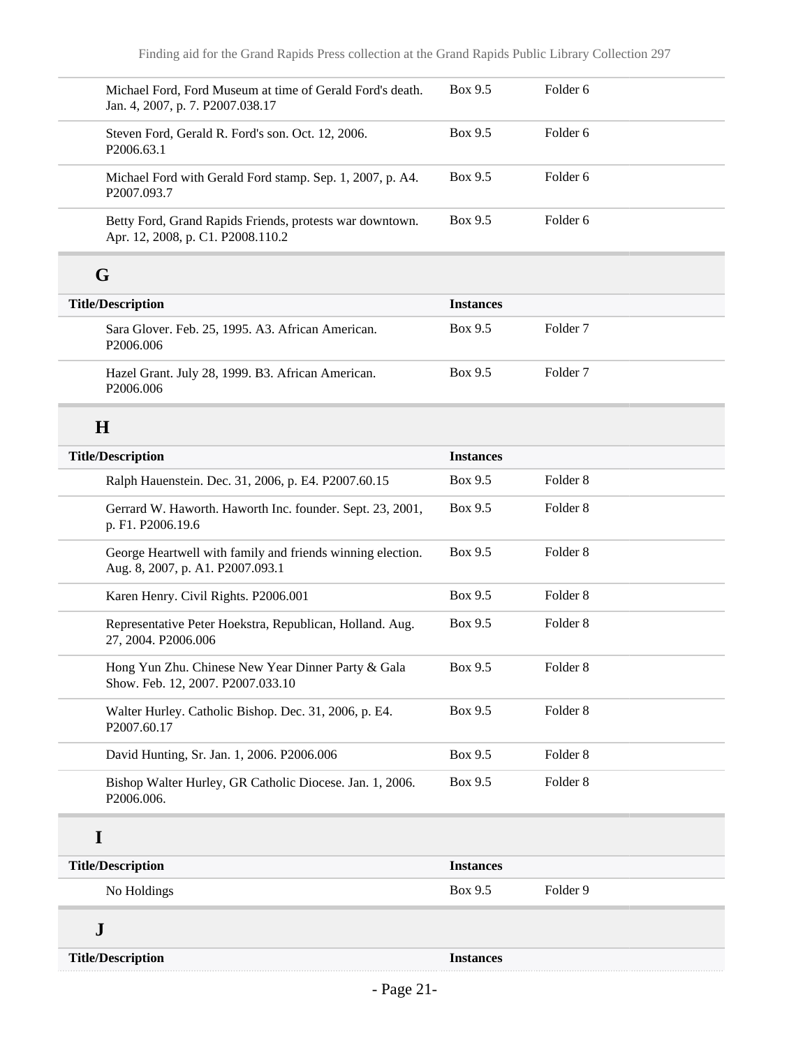| Title/Description | Instances | |
|---|---|---|
| Michael Ford, Ford Museum at time of Gerald Ford's death. Jan. 4, 2007, p. 7. P2007.038.17 | Box 9.5 | Folder 6 |
| Steven Ford, Gerald R. Ford's son. Oct. 12, 2006. P2006.63.1 | Box 9.5 | Folder 6 |
| Michael Ford with Gerald Ford stamp. Sep. 1, 2007, p. A4. P2007.093.7 | Box 9.5 | Folder 6 |
| Betty Ford, Grand Rapids Friends, protests war downtown. Apr. 12, 2008, p. C1. P2008.110.2 | Box 9.5 | Folder 6 |

## G

| Title/Description | Instances | |
|---|---|---|
| Sara Glover. Feb. 25, 1995. A3. African American. P2006.006 | Box 9.5 | Folder 7 |
| Hazel Grant. July 28, 1999. B3. African American. P2006.006 | Box 9.5 | Folder 7 |

## H

| Title/Description | Instances | |
|---|---|---|
| Ralph Hauenstein. Dec. 31, 2006, p. E4. P2007.60.15 | Box 9.5 | Folder 8 |
| Gerrard W. Haworth. Haworth Inc. founder. Sept. 23, 2001, p. F1. P2006.19.6 | Box 9.5 | Folder 8 |
| George Heartwell with family and friends winning election. Aug. 8, 2007, p. A1. P2007.093.1 | Box 9.5 | Folder 8 |
| Karen Henry. Civil Rights. P2006.001 | Box 9.5 | Folder 8 |
| Representative Peter Hoekstra, Republican, Holland. Aug. 27, 2004. P2006.006 | Box 9.5 | Folder 8 |
| Hong Yun Zhu. Chinese New Year Dinner Party & Gala Show. Feb. 12, 2007. P2007.033.10 | Box 9.5 | Folder 8 |
| Walter Hurley. Catholic Bishop. Dec. 31, 2006, p. E4. P2007.60.17 | Box 9.5 | Folder 8 |
| David Hunting, Sr. Jan. 1, 2006. P2006.006 | Box 9.5 | Folder 8 |
| Bishop Walter Hurley, GR Catholic Diocese. Jan. 1, 2006. P2006.006. | Box 9.5 | Folder 8 |

## I

| Title/Description | Instances | |
|---|---|---|
| No Holdings | Box 9.5 | Folder 9 |

## J

| Title/Description | Instances |
|---|---|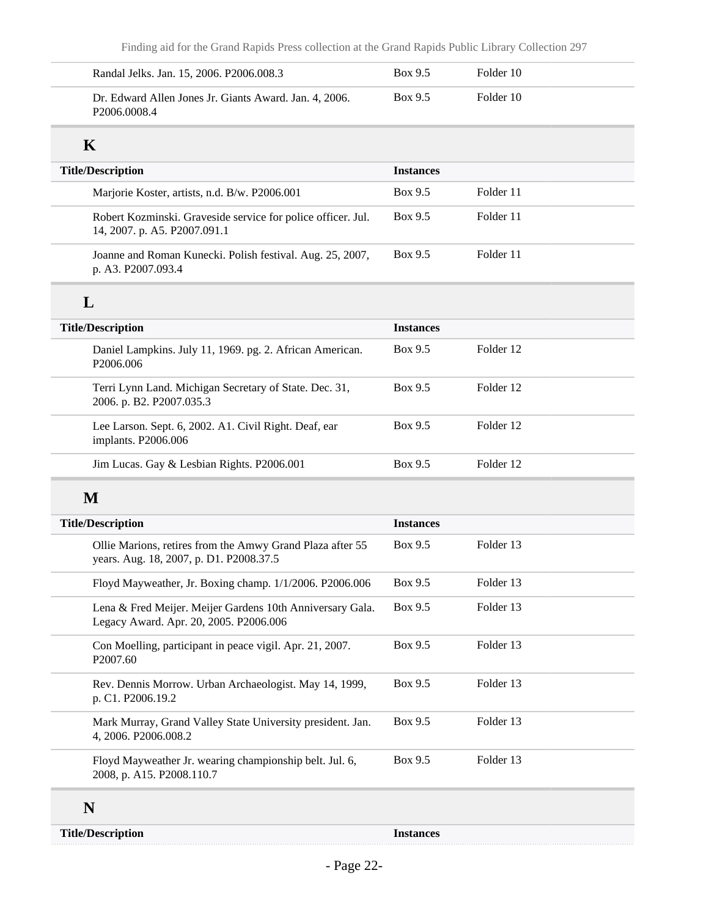| | | |
|---|---|---|
| Randal Jelks. Jan. 15, 2006. P2006.008.3 | Box 9.5 | Folder 10 |
| Dr. Edward Allen Jones Jr. Giants Award. Jan. 4, 2006. P2006.0008.4 | Box 9.5 | Folder 10 |

## K

| Title/Description | Instances | |
|---|---|---|
| Marjorie Koster, artists, n.d. B/w. P2006.001 | Box 9.5 | Folder 11 |
| Robert Kozminski. Graveside service for police officer. Jul. 14, 2007. p. A5. P2007.091.1 | Box 9.5 | Folder 11 |
| Joanne and Roman Kunecki. Polish festival. Aug. 25, 2007, p. A3. P2007.093.4 | Box 9.5 | Folder 11 |

## L

| Title/Description | Instances | |
|---|---|---|
| Daniel Lampkins. July 11, 1969. pg. 2. African American. P2006.006 | Box 9.5 | Folder 12 |
| Terri Lynn Land. Michigan Secretary of State. Dec. 31, 2006. p. B2. P2007.035.3 | Box 9.5 | Folder 12 |
| Lee Larson. Sept. 6, 2002. A1. Civil Right. Deaf, ear implants. P2006.006 | Box 9.5 | Folder 12 |
| Jim Lucas. Gay & Lesbian Rights. P2006.001 | Box 9.5 | Folder 12 |

## M

| Title/Description | Instances | |
|---|---|---|
| Ollie Marions, retires from the Amwy Grand Plaza after 55 years. Aug. 18, 2007, p. D1. P2008.37.5 | Box 9.5 | Folder 13 |
| Floyd Mayweather, Jr. Boxing champ. 1/1/2006. P2006.006 | Box 9.5 | Folder 13 |
| Lena & Fred Meijer. Meijer Gardens 10th Anniversary Gala. Legacy Award. Apr. 20, 2005. P2006.006 | Box 9.5 | Folder 13 |
| Con Moelling, participant in peace vigil. Apr. 21, 2007. P2007.60 | Box 9.5 | Folder 13 |
| Rev. Dennis Morrow. Urban Archaeologist. May 14, 1999, p. C1. P2006.19.2 | Box 9.5 | Folder 13 |
| Mark Murray, Grand Valley State University president. Jan. 4, 2006. P2006.008.2 | Box 9.5 | Folder 13 |
| Floyd Mayweather Jr. wearing championship belt. Jul. 6, 2008, p. A15. P2008.110.7 | Box 9.5 | Folder 13 |

## N

| Title/Description | Instances | |
|---|---|---|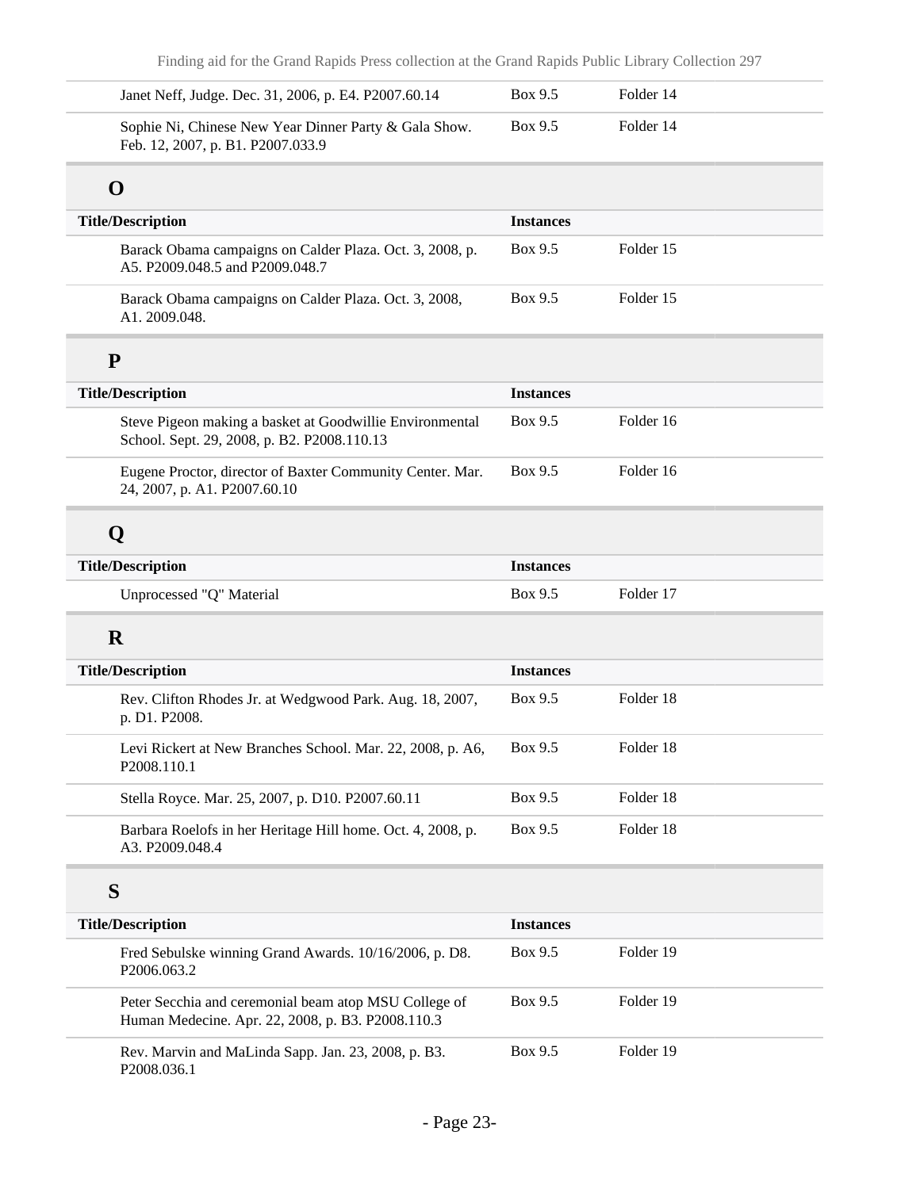| Title/Description | Instances | |
|---|---|---|
| Janet Neff, Judge. Dec. 31, 2006, p. E4. P2007.60.14 | Box 9.5 | Folder 14 |
| Sophie Ni, Chinese New Year Dinner Party & Gala Show. Feb. 12, 2007, p. B1. P2007.033.9 | Box 9.5 | Folder 14 |

## O

| Title/Description | Instances | |
|---|---|---|
| Barack Obama campaigns on Calder Plaza. Oct. 3, 2008, p. A5. P2009.048.5 and P2009.048.7 | Box 9.5 | Folder 15 |
| Barack Obama campaigns on Calder Plaza. Oct. 3, 2008, A1. 2009.048. | Box 9.5 | Folder 15 |

## P

| Title/Description | Instances | |
|---|---|---|
| Steve Pigeon making a basket at Goodwillie Environmental School. Sept. 29, 2008, p. B2. P2008.110.13 | Box 9.5 | Folder 16 |
| Eugene Proctor, director of Baxter Community Center. Mar. 24, 2007, p. A1. P2007.60.10 | Box 9.5 | Folder 16 |

## Q

| Title/Description | Instances | |
|---|---|---|
| Unprocessed "Q" Material | Box 9.5 | Folder 17 |

## R

| Title/Description | Instances | |
|---|---|---|
| Rev. Clifton Rhodes Jr. at Wedgwood Park. Aug. 18, 2007, p. D1. P2008. | Box 9.5 | Folder 18 |
| Levi Rickert at New Branches School. Mar. 22, 2008, p. A6, P2008.110.1 | Box 9.5 | Folder 18 |
| Stella Royce. Mar. 25, 2007, p. D10. P2007.60.11 | Box 9.5 | Folder 18 |
| Barbara Roelofs in her Heritage Hill home. Oct. 4, 2008, p. A3. P2009.048.4 | Box 9.5 | Folder 18 |

## S

| Title/Description | Instances | |
|---|---|---|
| Fred Sebulske winning Grand Awards. 10/16/2006, p. D8. P2006.063.2 | Box 9.5 | Folder 19 |
| Peter Secchia and ceremonial beam atop MSU College of Human Medecine. Apr. 22, 2008, p. B3. P2008.110.3 | Box 9.5 | Folder 19 |
| Rev. Marvin and MaLinda Sapp. Jan. 23, 2008, p. B3. P2008.036.1 | Box 9.5 | Folder 19 |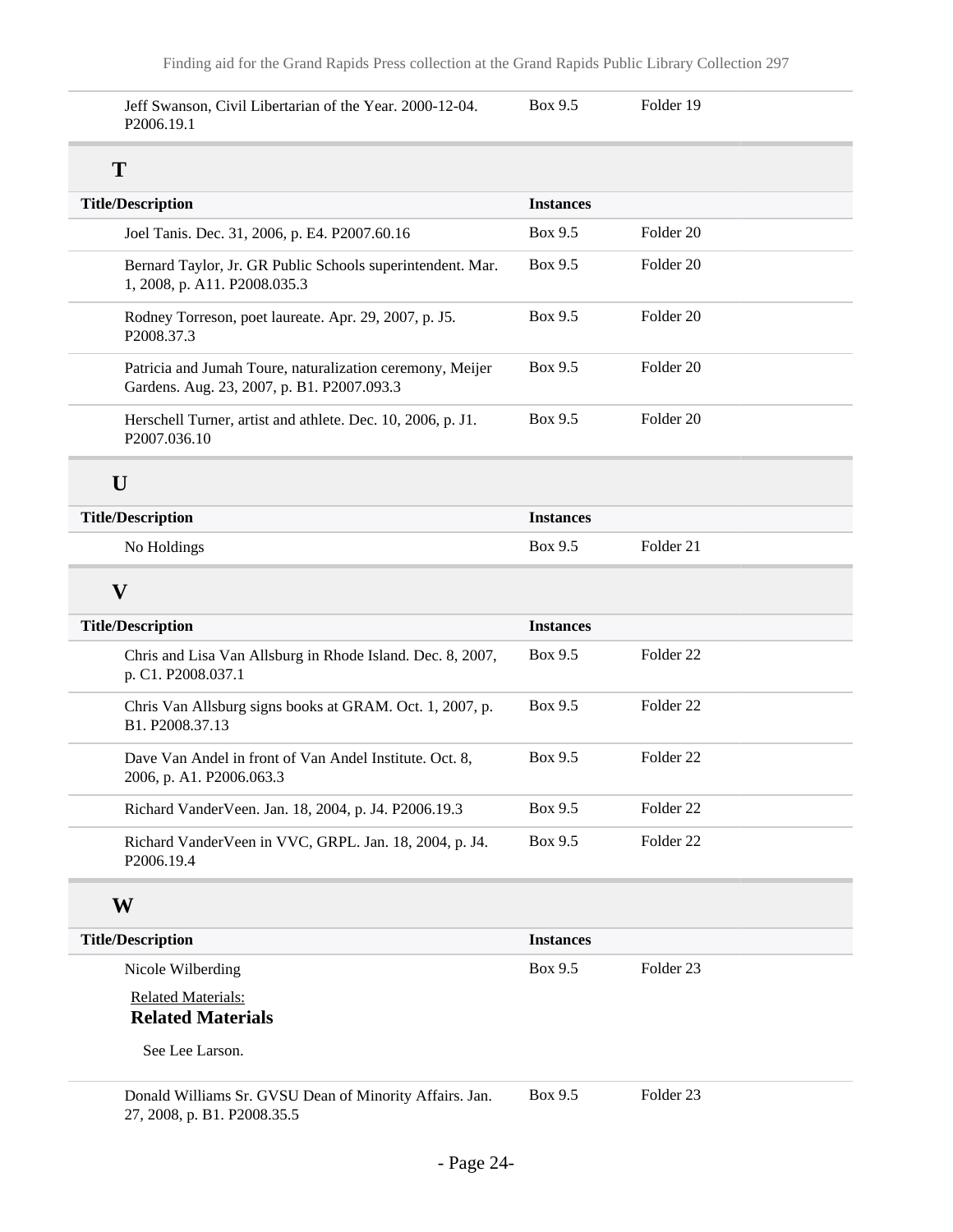| Title/Description | Instances | |
|---|---|---|
| Jeff Swanson, Civil Libertarian of the Year. 2000-12-04. P2006.19.1 | Box 9.5 | Folder 19 |

## T

| Title/Description | Instances | |
|---|---|---|
| Joel Tanis. Dec. 31, 2006, p. E4. P2007.60.16 | Box 9.5 | Folder 20 |
| Bernard Taylor, Jr. GR Public Schools superintendent. Mar. 1, 2008, p. A11. P2008.035.3 | Box 9.5 | Folder 20 |
| Rodney Torreson, poet laureate. Apr. 29, 2007, p. J5. P2008.37.3 | Box 9.5 | Folder 20 |
| Patricia and Jumah Toure, naturalization ceremony, Meijer Gardens. Aug. 23, 2007, p. B1. P2007.093.3 | Box 9.5 | Folder 20 |
| Herschell Turner, artist and athlete. Dec. 10, 2006, p. J1. P2007.036.10 | Box 9.5 | Folder 20 |

## U

| Title/Description | Instances | |
|---|---|---|
| No Holdings | Box 9.5 | Folder 21 |

## V

| Title/Description | Instances | |
|---|---|---|
| Chris and Lisa Van Allsburg in Rhode Island. Dec. 8, 2007, p. C1. P2008.037.1 | Box 9.5 | Folder 22 |
| Chris Van Allsburg signs books at GRAM. Oct. 1, 2007, p. B1. P2008.37.13 | Box 9.5 | Folder 22 |
| Dave Van Andel in front of Van Andel Institute. Oct. 8, 2006, p. A1. P2006.063.3 | Box 9.5 | Folder 22 |
| Richard VanderVeen. Jan. 18, 2004, p. J4. P2006.19.3 | Box 9.5 | Folder 22 |
| Richard VanderVeen in VVC, GRPL. Jan. 18, 2004, p. J4. P2006.19.4 | Box 9.5 | Folder 22 |

## W

| Title/Description | Instances | |
|---|---|---|
| Nicole Wilberding<br>Related Materials:<br>**Related Materials**<br>See Lee Larson. | Box 9.5 | Folder 23 |
| Donald Williams Sr. GVSU Dean of Minority Affairs. Jan. 27, 2008, p. B1. P2008.35.5 | Box 9.5 | Folder 23 |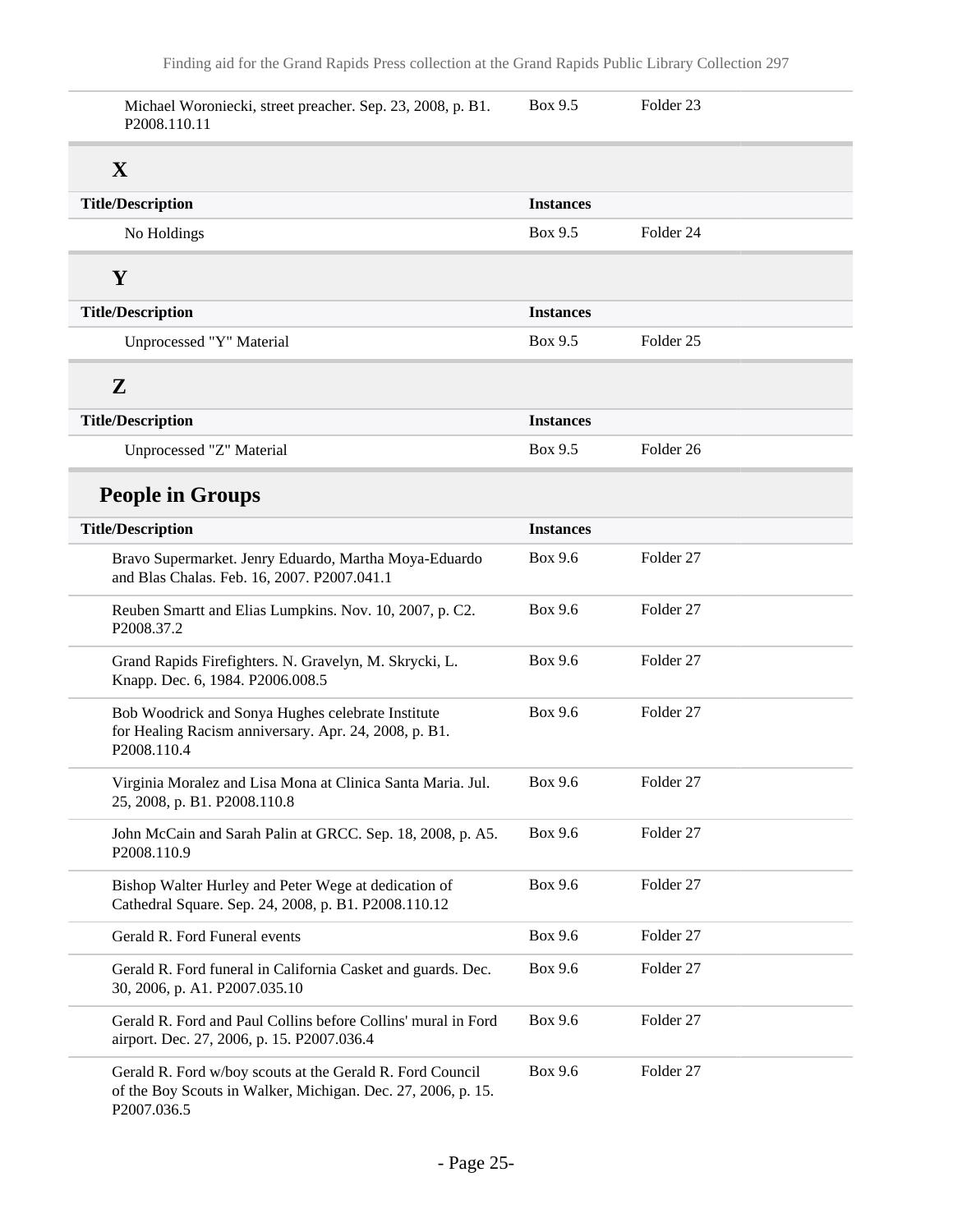| | | |
|---|---|---|
| Michael Woroniecki, street preacher. Sep. 23, 2008, p. B1. P2008.110.11 | Box 9.5 | Folder 23 |

### X

| Title/Description | Instances | |
|---|---|---|
| No Holdings | Box 9.5 | Folder 24 |

### Y

| Title/Description | Instances | |
|---|---|---|
| Unprocessed "Y" Material | Box 9.5 | Folder 25 |

### Z

| Title/Description | Instances | |
|---|---|---|
| Unprocessed "Z" Material | Box 9.5 | Folder 26 |

## People in Groups

| Title/Description | Instances | |
|---|---|---|
| Bravo Supermarket. Jenry Eduardo, Martha Moya-Eduardo and Blas Chalas. Feb. 16, 2007. P2007.041.1 | Box 9.6 | Folder 27 |
| Reuben Smartt and Elias Lumpkins. Nov. 10, 2007, p. C2. P2008.37.2 | Box 9.6 | Folder 27 |
| Grand Rapids Firefighters. N. Gravelyn, M. Skrycki, L. Knapp. Dec. 6, 1984. P2006.008.5 | Box 9.6 | Folder 27 |
| Bob Woodrick and Sonya Hughes celebrate Institute for Healing Racism anniversary. Apr. 24, 2008, p. B1. P2008.110.4 | Box 9.6 | Folder 27 |
| Virginia Moralez and Lisa Mona at Clinica Santa Maria. Jul. 25, 2008, p. B1. P2008.110.8 | Box 9.6 | Folder 27 |
| John McCain and Sarah Palin at GRCC. Sep. 18, 2008, p. A5. P2008.110.9 | Box 9.6 | Folder 27 |
| Bishop Walter Hurley and Peter Wege at dedication of Cathedral Square. Sep. 24, 2008, p. B1. P2008.110.12 | Box 9.6 | Folder 27 |
| Gerald R. Ford Funeral events | Box 9.6 | Folder 27 |
| Gerald R. Ford funeral in California Casket and guards. Dec. 30, 2006, p. A1. P2007.035.10 | Box 9.6 | Folder 27 |
| Gerald R. Ford and Paul Collins before Collins' mural in Ford airport. Dec. 27, 2006, p. 15. P2007.036.4 | Box 9.6 | Folder 27 |
| Gerald R. Ford w/boy scouts at the Gerald R. Ford Council of the Boy Scouts in Walker, Michigan. Dec. 27, 2006, p. 15. P2007.036.5 | Box 9.6 | Folder 27 |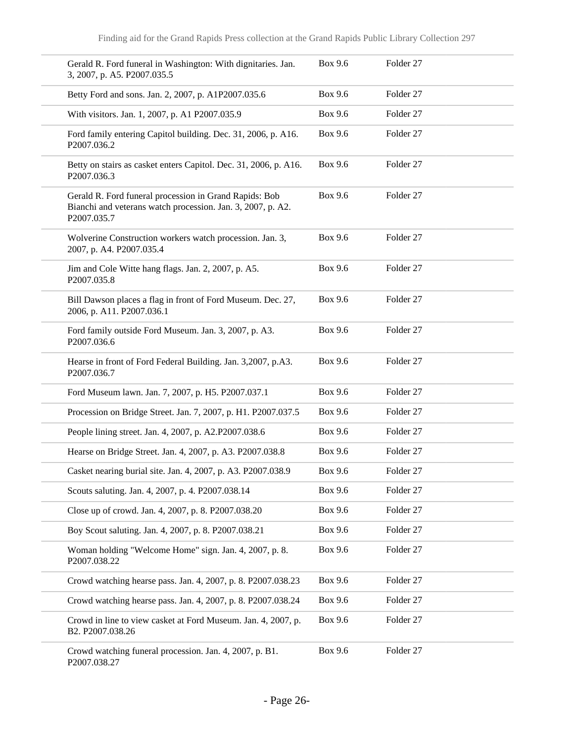| | | |
|---|---|---|
| Gerald R. Ford funeral in Washington: With dignitaries. Jan. 3, 2007, p. A5. P2007.035.5 | Box 9.6 | Folder 27 |
| Betty Ford and sons. Jan. 2, 2007, p. A1P2007.035.6 | Box 9.6 | Folder 27 |
| With visitors. Jan. 1, 2007, p. A1 P2007.035.9 | Box 9.6 | Folder 27 |
| Ford family entering Capitol building. Dec. 31, 2006, p. A16. P2007.036.2 | Box 9.6 | Folder 27 |
| Betty on stairs as casket enters Capitol. Dec. 31, 2006, p. A16. P2007.036.3 | Box 9.6 | Folder 27 |
| Gerald R. Ford funeral procession in Grand Rapids: Bob Bianchi and veterans watch procession. Jan. 3, 2007, p. A2. P2007.035.7 | Box 9.6 | Folder 27 |
| Wolverine Construction workers watch procession. Jan. 3, 2007, p. A4. P2007.035.4 | Box 9.6 | Folder 27 |
| Jim and Cole Witte hang flags. Jan. 2, 2007, p. A5. P2007.035.8 | Box 9.6 | Folder 27 |
| Bill Dawson places a flag in front of Ford Museum. Dec. 27, 2006, p. A11. P2007.036.1 | Box 9.6 | Folder 27 |
| Ford family outside Ford Museum. Jan. 3, 2007, p. A3. P2007.036.6 | Box 9.6 | Folder 27 |
| Hearse in front of Ford Federal Building. Jan. 3,2007, p.A3. P2007.036.7 | Box 9.6 | Folder 27 |
| Ford Museum lawn. Jan. 7, 2007, p. H5. P2007.037.1 | Box 9.6 | Folder 27 |
| Procession on Bridge Street. Jan. 7, 2007, p. H1. P2007.037.5 | Box 9.6 | Folder 27 |
| People lining street. Jan. 4, 2007, p. A2.P2007.038.6 | Box 9.6 | Folder 27 |
| Hearse on Bridge Street. Jan. 4, 2007, p. A3. P2007.038.8 | Box 9.6 | Folder 27 |
| Casket nearing burial site. Jan. 4, 2007, p. A3. P2007.038.9 | Box 9.6 | Folder 27 |
| Scouts saluting. Jan. 4, 2007, p. 4. P2007.038.14 | Box 9.6 | Folder 27 |
| Close up of crowd. Jan. 4, 2007, p. 8. P2007.038.20 | Box 9.6 | Folder 27 |
| Boy Scout saluting. Jan. 4, 2007, p. 8. P2007.038.21 | Box 9.6 | Folder 27 |
| Woman holding "Welcome Home" sign. Jan. 4, 2007, p. 8. P2007.038.22 | Box 9.6 | Folder 27 |
| Crowd watching hearse pass. Jan. 4, 2007, p. 8. P2007.038.23 | Box 9.6 | Folder 27 |
| Crowd watching hearse pass. Jan. 4, 2007, p. 8. P2007.038.24 | Box 9.6 | Folder 27 |
| Crowd in line to view casket at Ford Museum. Jan. 4, 2007, p. B2. P2007.038.26 | Box 9.6 | Folder 27 |
| Crowd watching funeral procession. Jan. 4, 2007, p. B1. P2007.038.27 | Box 9.6 | Folder 27 |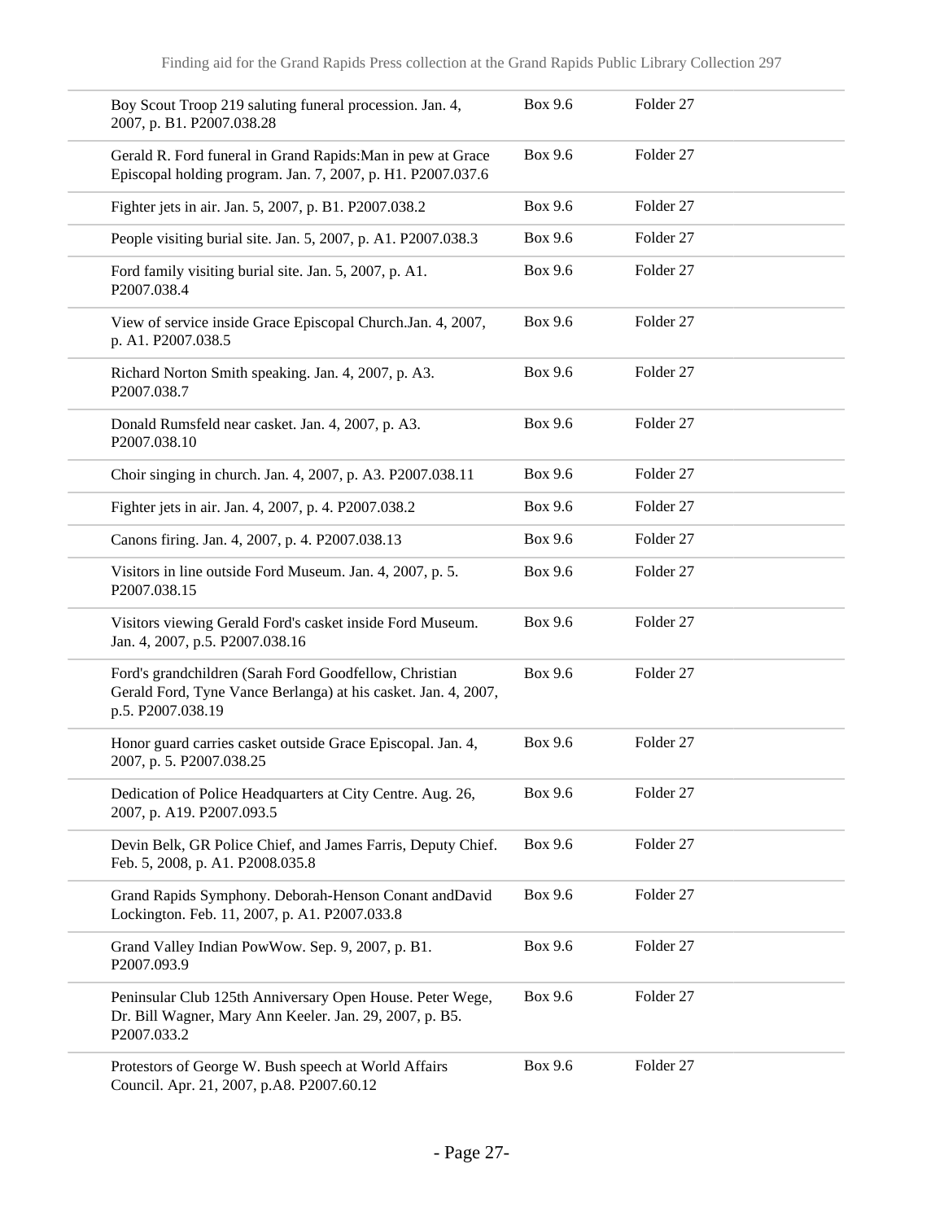| | | |
|---|---|---|
| Boy Scout Troop 219 saluting funeral procession. Jan. 4, 2007, p. B1. P2007.038.28 | Box 9.6 | Folder 27 |
| Gerald R. Ford funeral in Grand Rapids:Man in pew at Grace Episcopal holding program. Jan. 7, 2007, p. H1. P2007.037.6 | Box 9.6 | Folder 27 |
| Fighter jets in air. Jan. 5, 2007, p. B1. P2007.038.2 | Box 9.6 | Folder 27 |
| People visiting burial site. Jan. 5, 2007, p. A1. P2007.038.3 | Box 9.6 | Folder 27 |
| Ford family visiting burial site. Jan. 5, 2007, p. A1. P2007.038.4 | Box 9.6 | Folder 27 |
| View of service inside Grace Episcopal Church.Jan. 4, 2007, p. A1. P2007.038.5 | Box 9.6 | Folder 27 |
| Richard Norton Smith speaking. Jan. 4, 2007, p. A3. P2007.038.7 | Box 9.6 | Folder 27 |
| Donald Rumsfeld near casket. Jan. 4, 2007, p. A3. P2007.038.10 | Box 9.6 | Folder 27 |
| Choir singing in church. Jan. 4, 2007, p. A3. P2007.038.11 | Box 9.6 | Folder 27 |
| Fighter jets in air. Jan. 4, 2007, p. 4. P2007.038.2 | Box 9.6 | Folder 27 |
| Canons firing. Jan. 4, 2007, p. 4. P2007.038.13 | Box 9.6 | Folder 27 |
| Visitors in line outside Ford Museum. Jan. 4, 2007, p. 5. P2007.038.15 | Box 9.6 | Folder 27 |
| Visitors viewing Gerald Ford's casket inside Ford Museum. Jan. 4, 2007, p.5. P2007.038.16 | Box 9.6 | Folder 27 |
| Ford's grandchildren (Sarah Ford Goodfellow, Christian Gerald Ford, Tyne Vance Berlanga) at his casket. Jan. 4, 2007, p.5. P2007.038.19 | Box 9.6 | Folder 27 |
| Honor guard carries casket outside Grace Episcopal. Jan. 4, 2007, p. 5. P2007.038.25 | Box 9.6 | Folder 27 |
| Dedication of Police Headquarters at City Centre. Aug. 26, 2007, p. A19. P2007.093.5 | Box 9.6 | Folder 27 |
| Devin Belk, GR Police Chief, and James Farris, Deputy Chief. Feb. 5, 2008, p. A1. P2008.035.8 | Box 9.6 | Folder 27 |
| Grand Rapids Symphony. Deborah-Henson Conant andDavid Lockington. Feb. 11, 2007, p. A1. P2007.033.8 | Box 9.6 | Folder 27 |
| Grand Valley Indian PowWow. Sep. 9, 2007, p. B1. P2007.093.9 | Box 9.6 | Folder 27 |
| Peninsular Club 125th Anniversary Open House. Peter Wege, Dr. Bill Wagner, Mary Ann Keeler. Jan. 29, 2007, p. B5. P2007.033.2 | Box 9.6 | Folder 27 |
| Protestors of George W. Bush speech at World Affairs Council. Apr. 21, 2007, p.A8. P2007.60.12 | Box 9.6 | Folder 27 |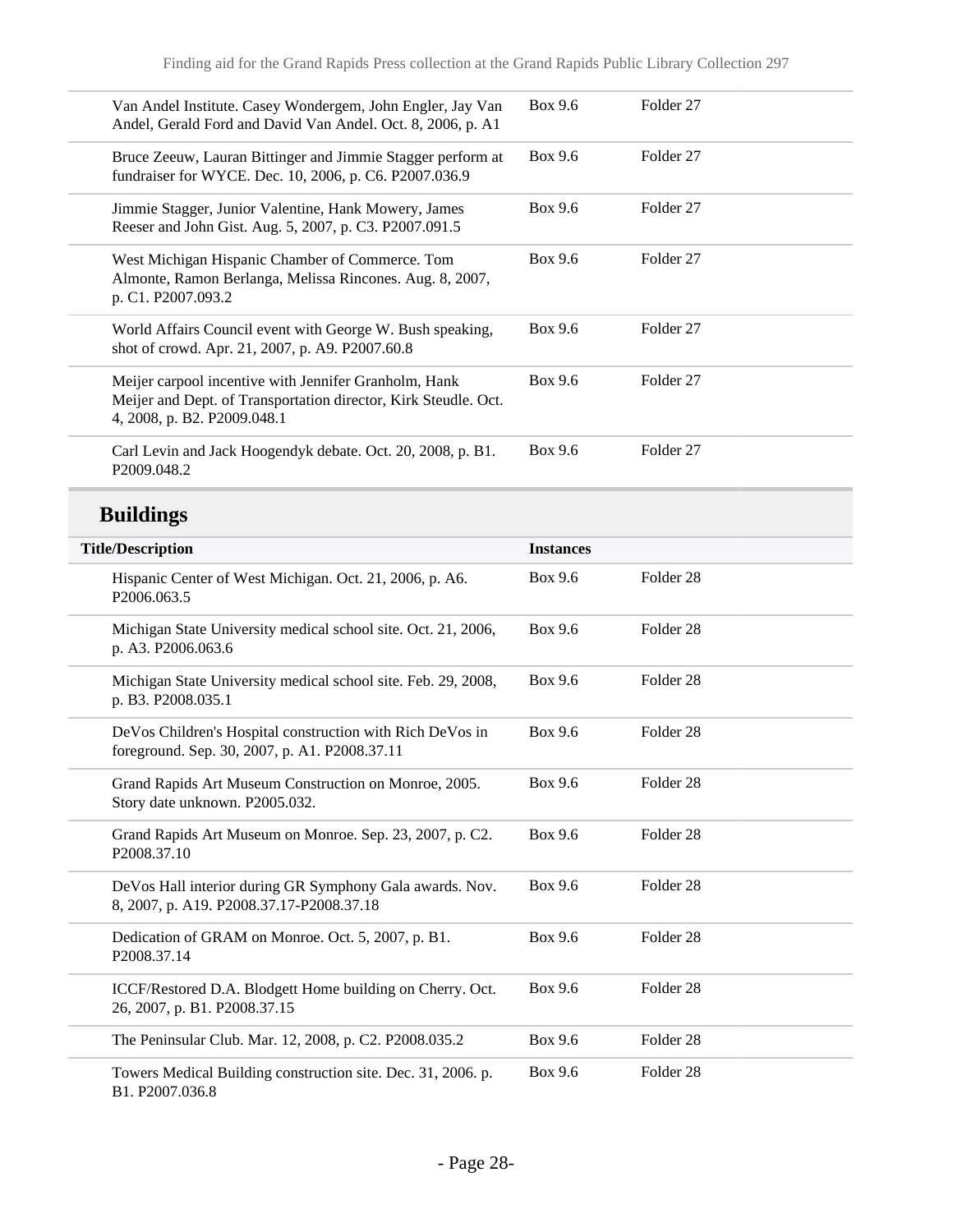| | | |
|---|---|---|
| Van Andel Institute. Casey Wondergem, John Engler, Jay Van Andel, Gerald Ford and David Van Andel. Oct. 8, 2006, p. A1 | Box 9.6 | Folder 27 |
| Bruce Zeeuw, Lauran Bittinger and Jimmie Stagger perform at fundraiser for WYCE. Dec. 10, 2006, p. C6. P2007.036.9 | Box 9.6 | Folder 27 |
| Jimmie Stagger, Junior Valentine, Hank Mowery, James Reeser and John Gist. Aug. 5, 2007, p. C3. P2007.091.5 | Box 9.6 | Folder 27 |
| West Michigan Hispanic Chamber of Commerce. Tom Almonte, Ramon Berlanga, Melissa Rincones. Aug. 8, 2007, p. C1. P2007.093.2 | Box 9.6 | Folder 27 |
| World Affairs Council event with George W. Bush speaking, shot of crowd. Apr. 21, 2007, p. A9. P2007.60.8 | Box 9.6 | Folder 27 |
| Meijer carpool incentive with Jennifer Granholm, Hank Meijer and Dept. of Transportation director, Kirk Steudle. Oct. 4, 2008, p. B2. P2009.048.1 | Box 9.6 | Folder 27 |
| Carl Levin and Jack Hoogendyk debate. Oct. 20, 2008, p. B1. P2009.048.2 | Box 9.6 | Folder 27 |

## Buildings

| Title/Description | Instances | |
|---|---|---|
| Hispanic Center of West Michigan. Oct. 21, 2006, p. A6. P2006.063.5 | Box 9.6 | Folder 28 |
| Michigan State University medical school site. Oct. 21, 2006, p. A3. P2006.063.6 | Box 9.6 | Folder 28 |
| Michigan State University medical school site. Feb. 29, 2008, p. B3. P2008.035.1 | Box 9.6 | Folder 28 |
| DeVos Children's Hospital construction with Rich DeVos in foreground. Sep. 30, 2007, p. A1. P2008.37.11 | Box 9.6 | Folder 28 |
| Grand Rapids Art Museum Construction on Monroe, 2005. Story date unknown. P2005.032. | Box 9.6 | Folder 28 |
| Grand Rapids Art Museum on Monroe. Sep. 23, 2007, p. C2. P2008.37.10 | Box 9.6 | Folder 28 |
| DeVos Hall interior during GR Symphony Gala awards. Nov. 8, 2007, p. A19. P2008.37.17-P2008.37.18 | Box 9.6 | Folder 28 |
| Dedication of GRAM on Monroe. Oct. 5, 2007, p. B1. P2008.37.14 | Box 9.6 | Folder 28 |
| ICCF/Restored D.A. Blodgett Home building on Cherry. Oct. 26, 2007, p. B1. P2008.37.15 | Box 9.6 | Folder 28 |
| The Peninsular Club. Mar. 12, 2008, p. C2. P2008.035.2 | Box 9.6 | Folder 28 |
| Towers Medical Building construction site. Dec. 31, 2006. p. B1. P2007.036.8 | Box 9.6 | Folder 28 |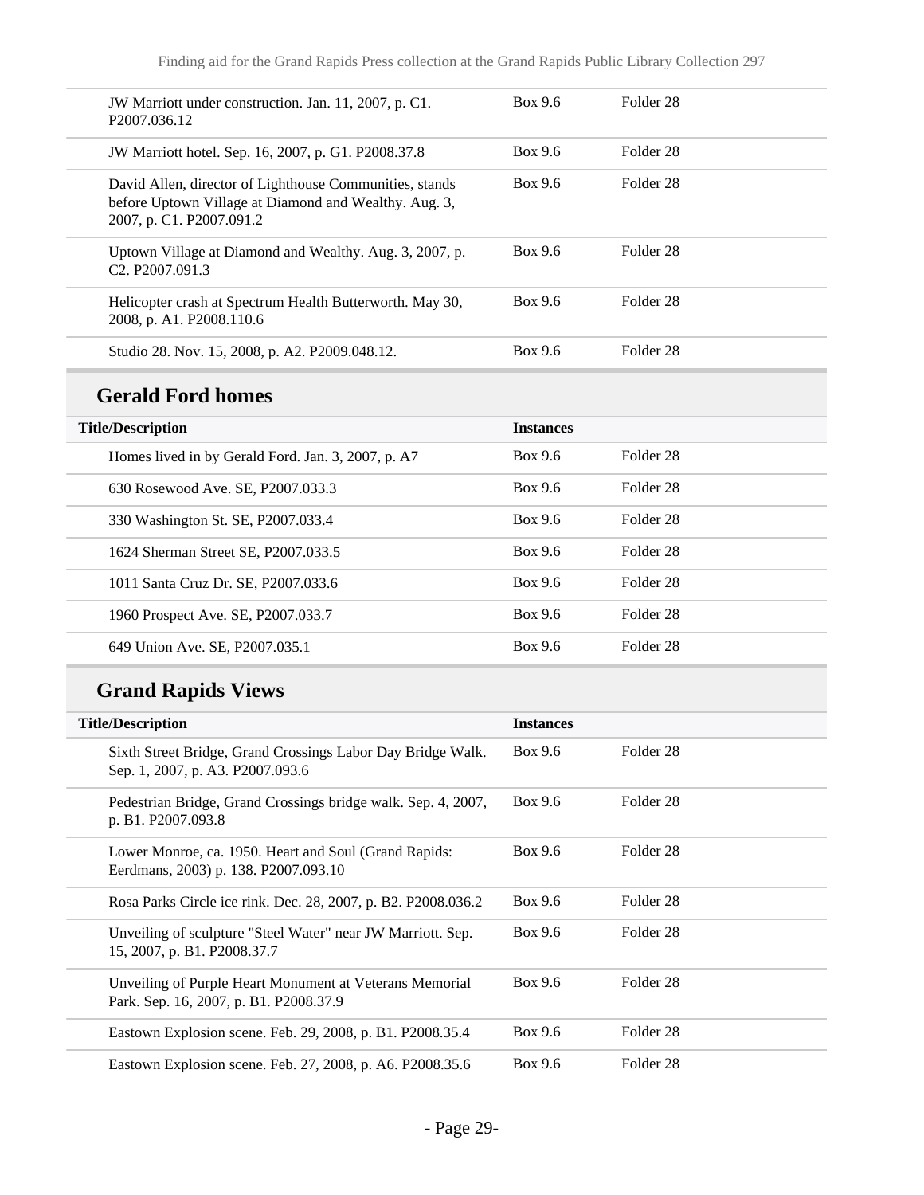| | | |
|---|---|---|
| JW Marriott under construction. Jan. 11, 2007, p. C1. P2007.036.12 | Box 9.6 | Folder 28 |
| JW Marriott hotel. Sep. 16, 2007, p. G1. P2008.37.8 | Box 9.6 | Folder 28 |
| David Allen, director of Lighthouse Communities, stands before Uptown Village at Diamond and Wealthy. Aug. 3, 2007, p. C1. P2007.091.2 | Box 9.6 | Folder 28 |
| Uptown Village at Diamond and Wealthy. Aug. 3, 2007, p. C2. P2007.091.3 | Box 9.6 | Folder 28 |
| Helicopter crash at Spectrum Health Butterworth. May 30, 2008, p. A1. P2008.110.6 | Box 9.6 | Folder 28 |
| Studio 28. Nov. 15, 2008, p. A2. P2009.048.12. | Box 9.6 | Folder 28 |

## Gerald Ford homes

| Title/Description | Instances | |
|---|---|---|
| Homes lived in by Gerald Ford. Jan. 3, 2007, p. A7 | Box 9.6 | Folder 28 |
| 630 Rosewood Ave. SE, P2007.033.3 | Box 9.6 | Folder 28 |
| 330 Washington St. SE, P2007.033.4 | Box 9.6 | Folder 28 |
| 1624 Sherman Street SE, P2007.033.5 | Box 9.6 | Folder 28 |
| 1011 Santa Cruz Dr. SE, P2007.033.6 | Box 9.6 | Folder 28 |
| 1960 Prospect Ave. SE, P2007.033.7 | Box 9.6 | Folder 28 |
| 649 Union Ave. SE, P2007.035.1 | Box 9.6 | Folder 28 |

## Grand Rapids Views

| Title/Description | Instances | |
|---|---|---|
| Sixth Street Bridge, Grand Crossings Labor Day Bridge Walk. Sep. 1, 2007, p. A3. P2007.093.6 | Box 9.6 | Folder 28 |
| Pedestrian Bridge, Grand Crossings bridge walk. Sep. 4, 2007, p. B1. P2007.093.8 | Box 9.6 | Folder 28 |
| Lower Monroe, ca. 1950. Heart and Soul (Grand Rapids: Eerdmans, 2003) p. 138. P2007.093.10 | Box 9.6 | Folder 28 |
| Rosa Parks Circle ice rink. Dec. 28, 2007, p. B2. P2008.036.2 | Box 9.6 | Folder 28 |
| Unveiling of sculpture "Steel Water" near JW Marriott. Sep. 15, 2007, p. B1. P2008.37.7 | Box 9.6 | Folder 28 |
| Unveiling of Purple Heart Monument at Veterans Memorial Park. Sep. 16, 2007, p. B1. P2008.37.9 | Box 9.6 | Folder 28 |
| Eastown Explosion scene. Feb. 29, 2008, p. B1. P2008.35.4 | Box 9.6 | Folder 28 |
| Eastown Explosion scene. Feb. 27, 2008, p. A6. P2008.35.6 | Box 9.6 | Folder 28 |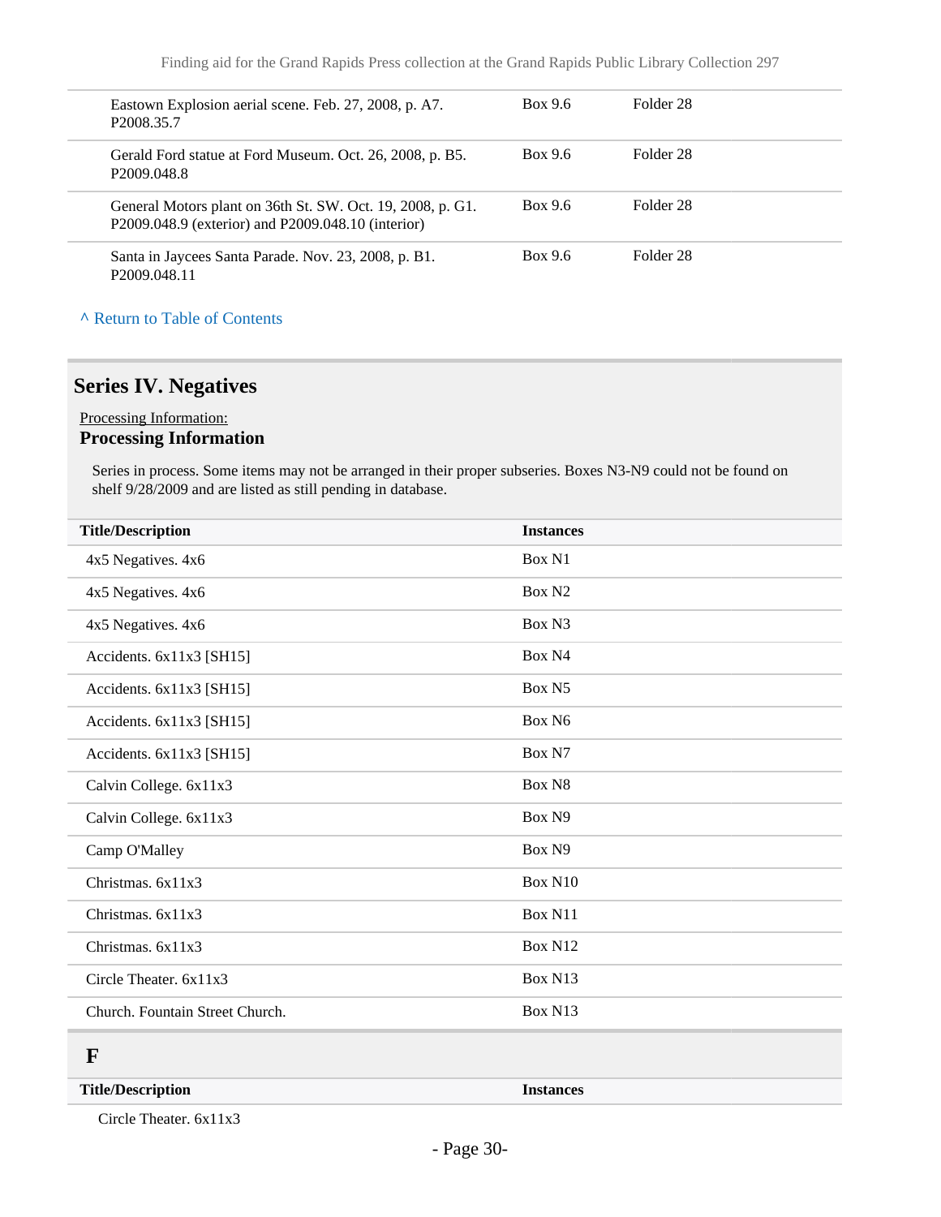| | | |
|---|---|---|
| Eastown Explosion aerial scene. Feb. 27, 2008, p. A7. P2008.35.7 | Box 9.6 | Folder 28 |
| Gerald Ford statue at Ford Museum. Oct. 26, 2008, p. B5. P2009.048.8 | Box 9.6 | Folder 28 |
| General Motors plant on 36th St. SW. Oct. 19, 2008, p. G1. P2009.048.9 (exterior) and P2009.048.10 (interior) | Box 9.6 | Folder 28 |
| Santa in Jaycees Santa Parade. Nov. 23, 2008, p. B1. P2009.048.11 | Box 9.6 | Folder 28 |

^ Return to Table of Contents

## Series IV. Negatives

Processing Information:

### Processing Information

Series in process. Some items may not be arranged in their proper subseries. Boxes N3-N9 could not be found on shelf 9/28/2009 and are listed as still pending in database.

| Title/Description | Instances |
|---|---|
| 4x5 Negatives. 4x6 | Box N1 |
| 4x5 Negatives. 4x6 | Box N2 |
| 4x5 Negatives. 4x6 | Box N3 |
| Accidents. 6x11x3 [SH15] | Box N4 |
| Accidents. 6x11x3 [SH15] | Box N5 |
| Accidents. 6x11x3 [SH15] | Box N6 |
| Accidents. 6x11x3 [SH15] | Box N7 |
| Calvin College. 6x11x3 | Box N8 |
| Calvin College. 6x11x3 | Box N9 |
| Camp O'Malley | Box N9 |
| Christmas. 6x11x3 | Box N10 |
| Christmas. 6x11x3 | Box N11 |
| Christmas. 6x11x3 | Box N12 |
| Circle Theater. 6x11x3 | Box N13 |
| Church. Fountain Street Church. | Box N13 |

### F

| Title/Description | Instances |
|---|---|
| Circle Theater. 6x11x3 | |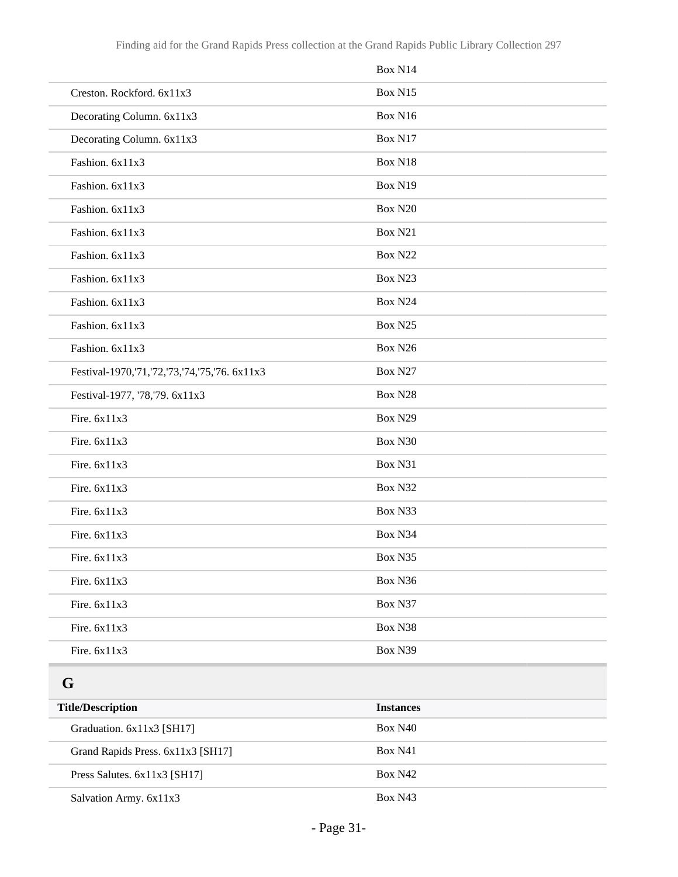| | |
|---|---|
| | Box N14 |
| Creston. Rockford. 6x11x3 | Box N15 |
| Decorating Column. 6x11x3 | Box N16 |
| Decorating Column. 6x11x3 | Box N17 |
| Fashion. 6x11x3 | Box N18 |
| Fashion. 6x11x3 | Box N19 |
| Fashion. 6x11x3 | Box N20 |
| Fashion. 6x11x3 | Box N21 |
| Fashion. 6x11x3 | Box N22 |
| Fashion. 6x11x3 | Box N23 |
| Fashion. 6x11x3 | Box N24 |
| Fashion. 6x11x3 | Box N25 |
| Fashion. 6x11x3 | Box N26 |
| Festival-1970,'71,'72,'73,'74,'75,'76. 6x11x3 | Box N27 |
| Festival-1977, '78,'79. 6x11x3 | Box N28 |
| Fire. 6x11x3 | Box N29 |
| Fire. 6x11x3 | Box N30 |
| Fire. 6x11x3 | Box N31 |
| Fire. 6x11x3 | Box N32 |
| Fire. 6x11x3 | Box N33 |
| Fire. 6x11x3 | Box N34 |
| Fire. 6x11x3 | Box N35 |
| Fire. 6x11x3 | Box N36 |
| Fire. 6x11x3 | Box N37 |
| Fire. 6x11x3 | Box N38 |
| Fire. 6x11x3 | Box N39 |

## G

| Title/Description | Instances |
|---|---|
| Graduation. 6x11x3 [SH17] | Box N40 |
| Grand Rapids Press. 6x11x3 [SH17] | Box N41 |
| Press Salutes. 6x11x3 [SH17] | Box N42 |
| Salvation Army. 6x11x3 | Box N43 |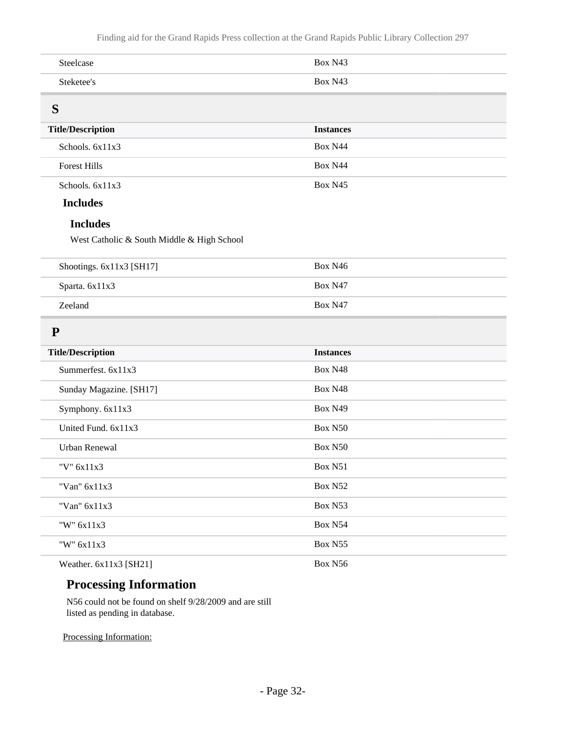| | |
|---|---|
| Steelcase | Box N43 |
| Steketee's | Box N43 |

## S

| Title/Description | Instances |
|---|---|
| Schools. 6x11x3 | Box N44 |
| Forest Hills | Box N44 |
| Schools. 6x11x3 | Box N45 |

**Includes**

**Includes**

West Catholic & South Middle & High School

| Title/Description | Instances |
|---|---|
| Shootings. 6x11x3 [SH17] | Box N46 |
| Sparta. 6x11x3 | Box N47 |
| Zeeland | Box N47 |

## P

| Title/Description | Instances |
|---|---|
| Summerfest. 6x11x3 | Box N48 |
| Sunday Magazine. [SH17] | Box N48 |
| Symphony. 6x11x3 | Box N49 |
| United Fund. 6x11x3 | Box N50 |
| Urban Renewal | Box N50 |
| "V" 6x11x3 | Box N51 |
| "Van" 6x11x3 | Box N52 |
| "Van" 6x11x3 | Box N53 |
| "W" 6x11x3 | Box N54 |
| "W" 6x11x3 | Box N55 |
| Weather. 6x11x3 [SH21] | Box N56 |

### Processing Information

N56 could not be found on shelf 9/28/2009 and are still listed as pending in database.

Processing Information: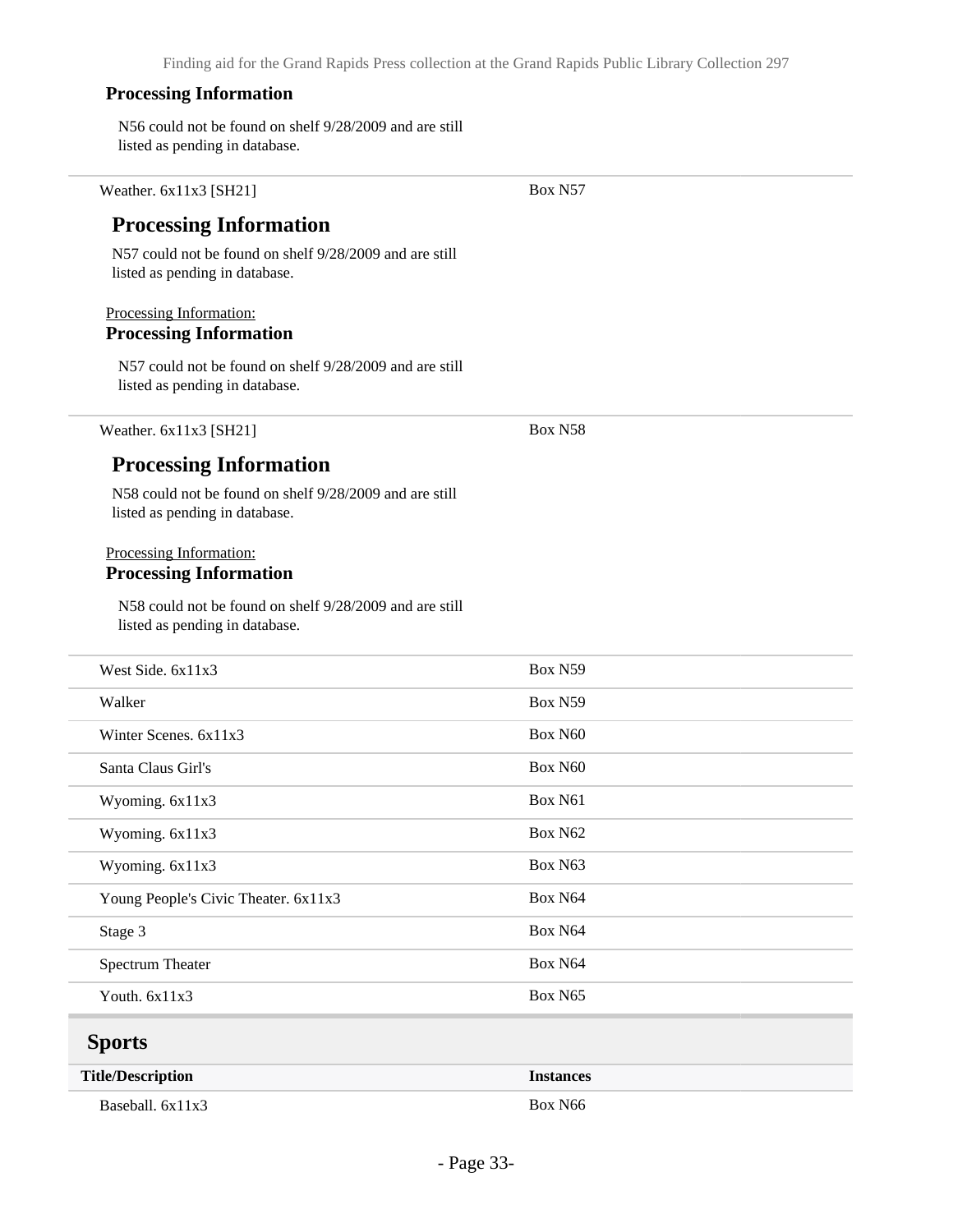#### Processing Information

N56 could not be found on shelf 9/28/2009 and are still listed as pending in database.

| | |
|---|---|
| Weather. 6x11x3 [SH21] | Box N57 |

### Processing Information

N57 could not be found on shelf 9/28/2009 and are still listed as pending in database.

Processing Information:

#### Processing Information

N57 could not be found on shelf 9/28/2009 and are still listed as pending in database.

| | |
|---|---|
| Weather. 6x11x3 [SH21] | Box N58 |

### Processing Information

N58 could not be found on shelf 9/28/2009 and are still listed as pending in database.

Processing Information:

#### Processing Information

N58 could not be found on shelf 9/28/2009 and are still listed as pending in database.

| | |
|---|---|
| West Side. 6x11x3 | Box N59 |
| Walker | Box N59 |
| Winter Scenes. 6x11x3 | Box N60 |
| Santa Claus Girl's | Box N60 |
| Wyoming. 6x11x3 | Box N61 |
| Wyoming. 6x11x3 | Box N62 |
| Wyoming. 6x11x3 | Box N63 |
| Young People's Civic Theater. 6x11x3 | Box N64 |
| Stage 3 | Box N64 |
| Spectrum Theater | Box N64 |
| Youth. 6x11x3 | Box N65 |

## Sports

| Title/Description | Instances |
|---|---|
| Baseball. 6x11x3 | Box N66 |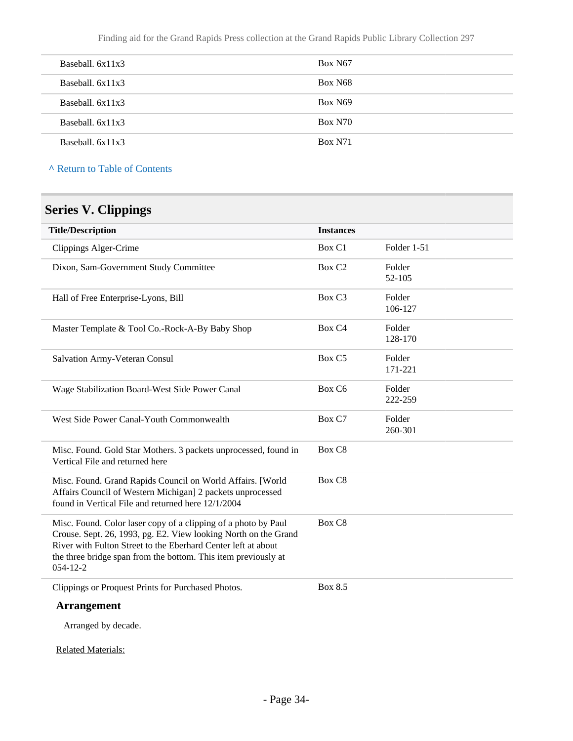| | |
|---|---|
| Baseball. 6x11x3 | Box N67 |
| Baseball. 6x11x3 | Box N68 |
| Baseball. 6x11x3 | Box N69 |
| Baseball. 6x11x3 | Box N70 |
| Baseball. 6x11x3 | Box N71 |

^ Return to Table of Contents

## Series V. Clippings

| Title/Description | Instances | |
|---|---|---|
| Clippings Alger-Crime | Box C1 | Folder 1-51 |
| Dixon, Sam-Government Study Committee | Box C2 | Folder 52-105 |
| Hall of Free Enterprise-Lyons, Bill | Box C3 | Folder 106-127 |
| Master Template & Tool Co.-Rock-A-By Baby Shop | Box C4 | Folder 128-170 |
| Salvation Army-Veteran Consul | Box C5 | Folder 171-221 |
| Wage Stabilization Board-West Side Power Canal | Box C6 | Folder 222-259 |
| West Side Power Canal-Youth Commonwealth | Box C7 | Folder 260-301 |
| Misc. Found. Gold Star Mothers. 3 packets unprocessed, found in Vertical File and returned here | Box C8 | |
| Misc. Found. Grand Rapids Council on World Affairs. [World Affairs Council of Western Michigan] 2 packets unprocessed found in Vertical File and returned here 12/1/2004 | Box C8 | |
| Misc. Found. Color laser copy of a clipping of a photo by Paul Crouse. Sept. 26, 1993, pg. E2. View looking North on the Grand River with Fulton Street to the Eberhard Center left at about the three bridge span from the bottom. This item previously at 054-12-2 | Box C8 | |
| Clippings or Proquest Prints for Purchased Photos. | Box 8.5 | |

### Arrangement

Arranged by decade.

Related Materials: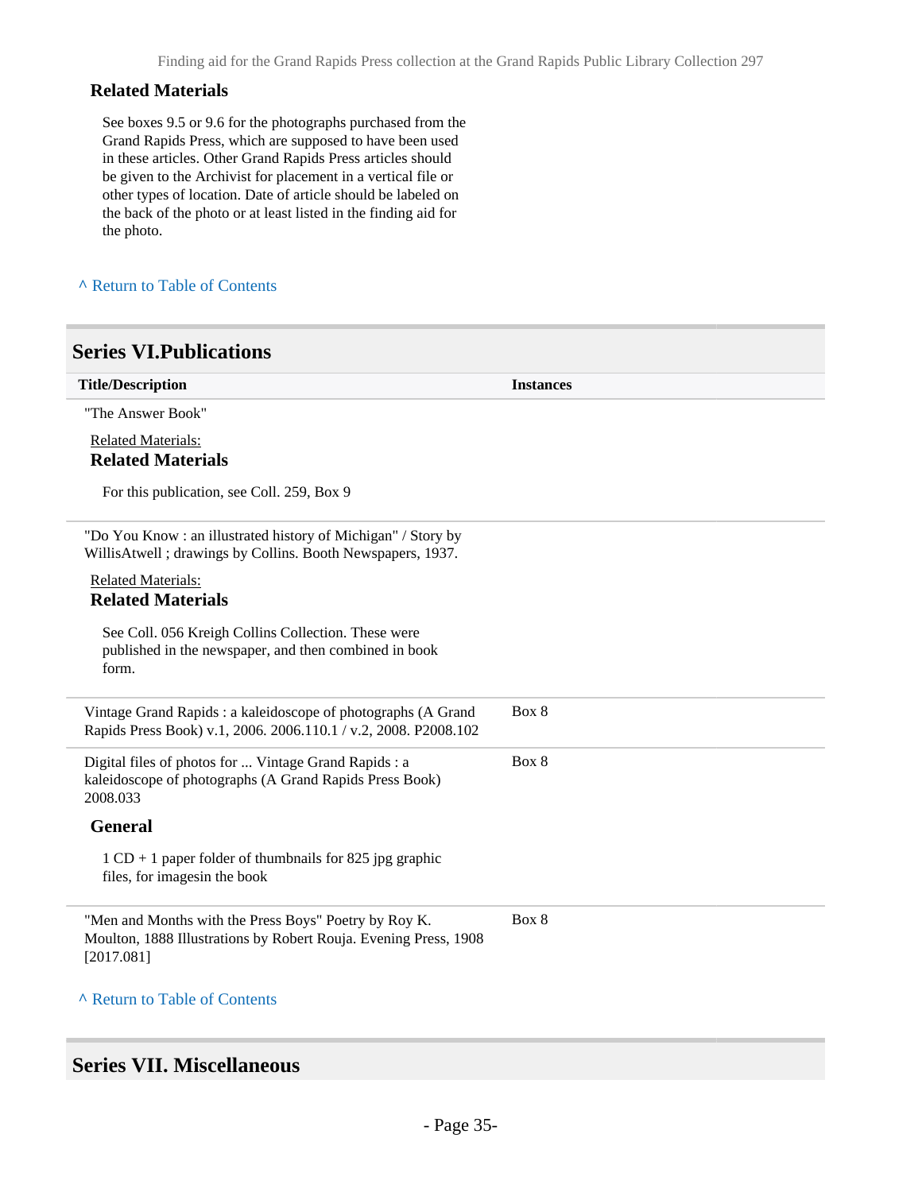### Related Materials

See boxes 9.5 or 9.6 for the photographs purchased from the Grand Rapids Press, which are supposed to have been used in these articles. Other Grand Rapids Press articles should be given to the Archivist for placement in a vertical file or other types of location. Date of article should be labeled on the back of the photo or at least listed in the finding aid for the photo.

^ Return to Table of Contents

## Series VI.Publications

| Title/Description | Instances |
|---|---|
| "The Answer Book"<br><br>Related Materials:<br>**Related Materials**<br><br>For this publication, see Coll. 259, Box 9 | |
| "Do You Know : an illustrated history of Michigan" / Story by WillisAtwell ; drawings by Collins. Booth Newspapers, 1937.<br><br>Related Materials:<br>**Related Materials**<br><br>See Coll. 056 Kreigh Collins Collection. These were published in the newspaper, and then combined in book form. | |
| Vintage Grand Rapids : a kaleidoscope of photographs (A Grand Rapids Press Book) v.1, 2006. 2006.110.1 / v.2, 2008. P2008.102 | Box 8 |
| Digital files of photos for ... Vintage Grand Rapids : a kaleidoscope of photographs (A Grand Rapids Press Book) 2008.033<br><br>**General**<br><br>1 CD + 1 paper folder of thumbnails for 825 jpg graphic files, for imagesin the book | Box 8 |
| "Men and Months with the Press Boys" Poetry by Roy K. Moulton, 1888 Illustrations by Robert Rouja. Evening Press, 1908 [2017.081] | Box 8 |

^ Return to Table of Contents

## Series VII. Miscellaneous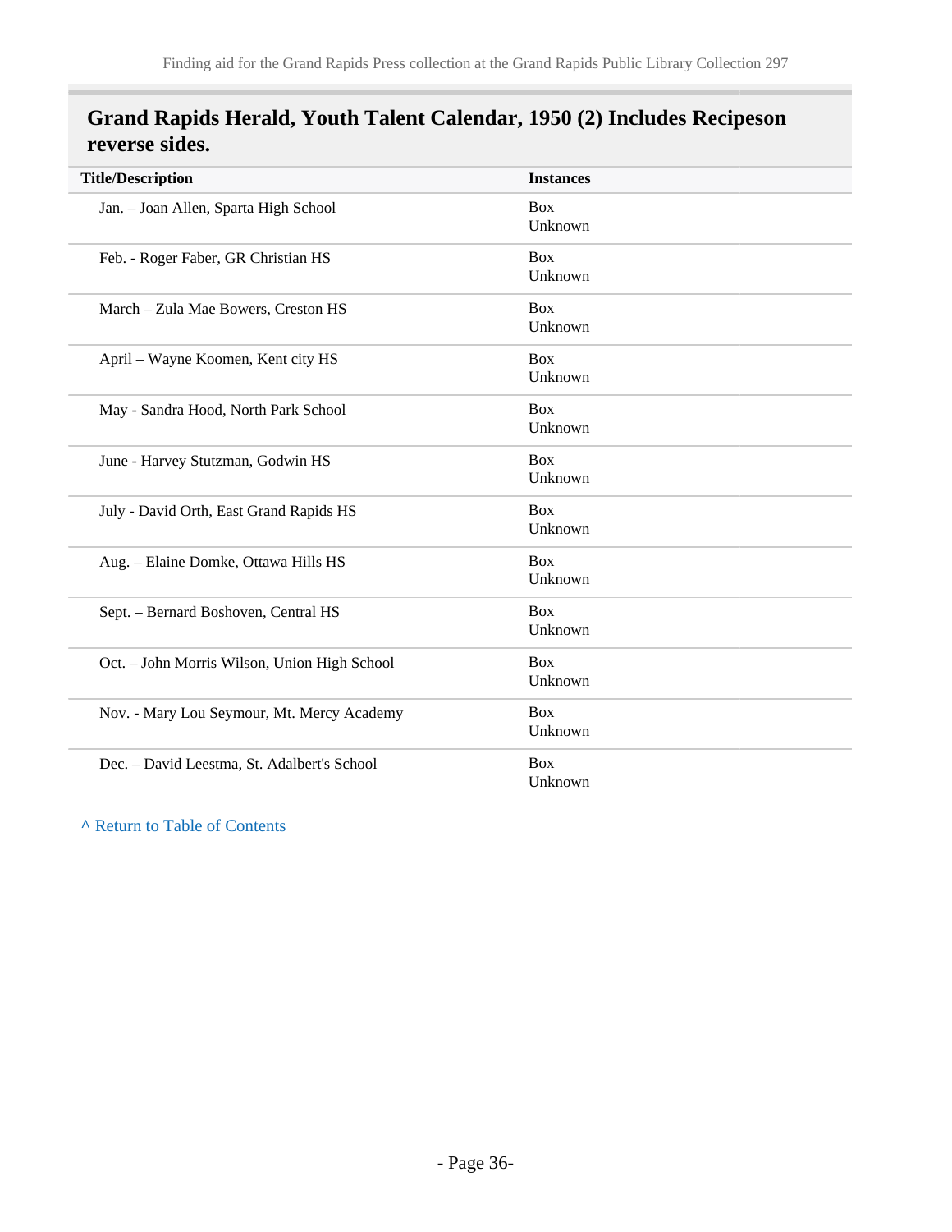## Grand Rapids Herald, Youth Talent Calendar, 1950 (2) Includes Recipeson reverse sides.

| Title/Description | Instances |
|---|---|
| Jan. – Joan Allen, Sparta High School | Box Unknown |
| Feb. - Roger Faber, GR Christian HS | Box Unknown |
| March – Zula Mae Bowers, Creston HS | Box Unknown |
| April – Wayne Koomen, Kent city HS | Box Unknown |
| May - Sandra Hood, North Park School | Box Unknown |
| June - Harvey Stutzman, Godwin HS | Box Unknown |
| July - David Orth, East Grand Rapids HS | Box Unknown |
| Aug. – Elaine Domke, Ottawa Hills HS | Box Unknown |
| Sept. – Bernard Boshoven, Central HS | Box Unknown |
| Oct. – John Morris Wilson, Union High School | Box Unknown |
| Nov. - Mary Lou Seymour, Mt. Mercy Academy | Box Unknown |
| Dec. – David Leestma, St. Adalbert's School | Box Unknown |

^ Return to Table of Contents